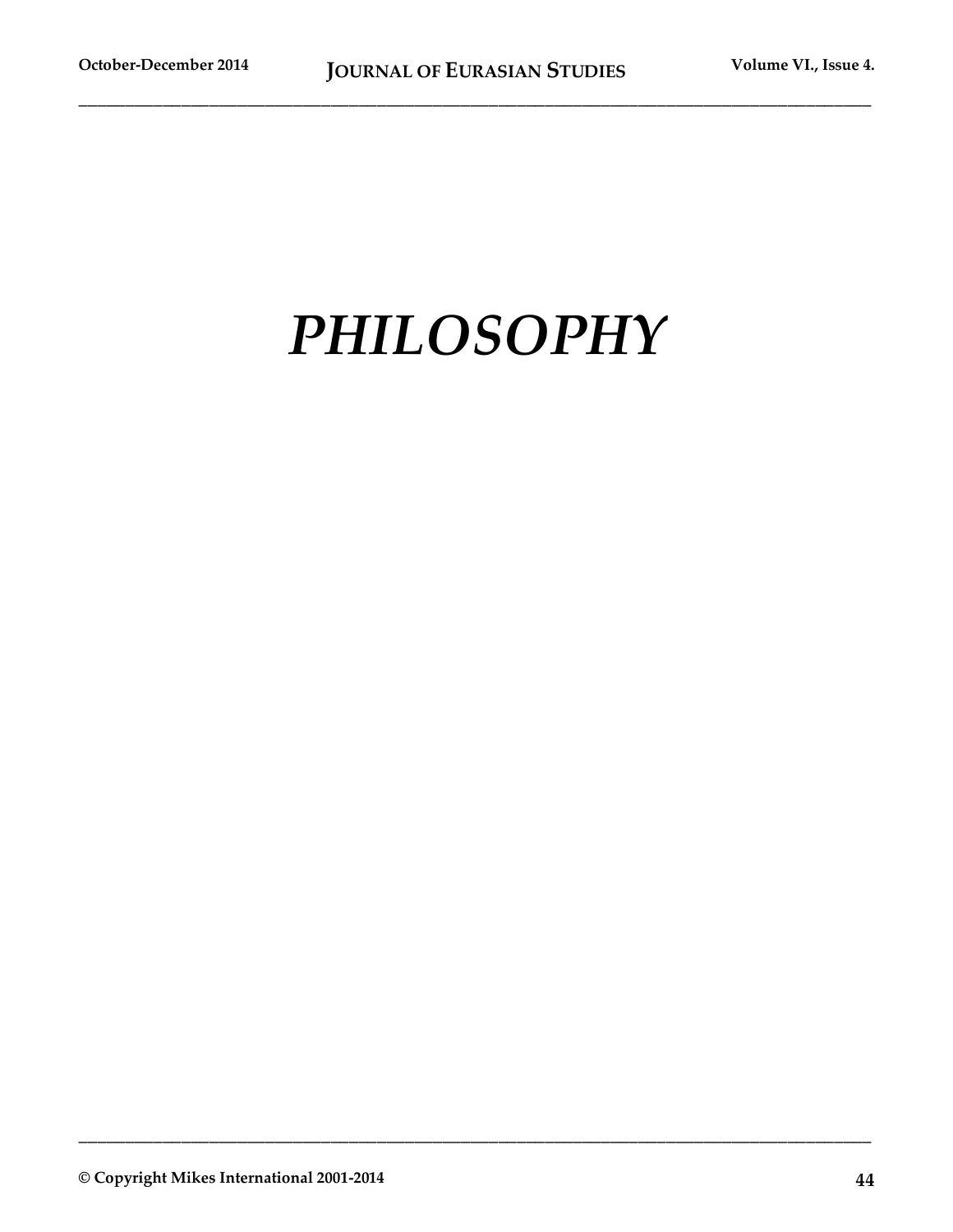# *PHILOSOPHY*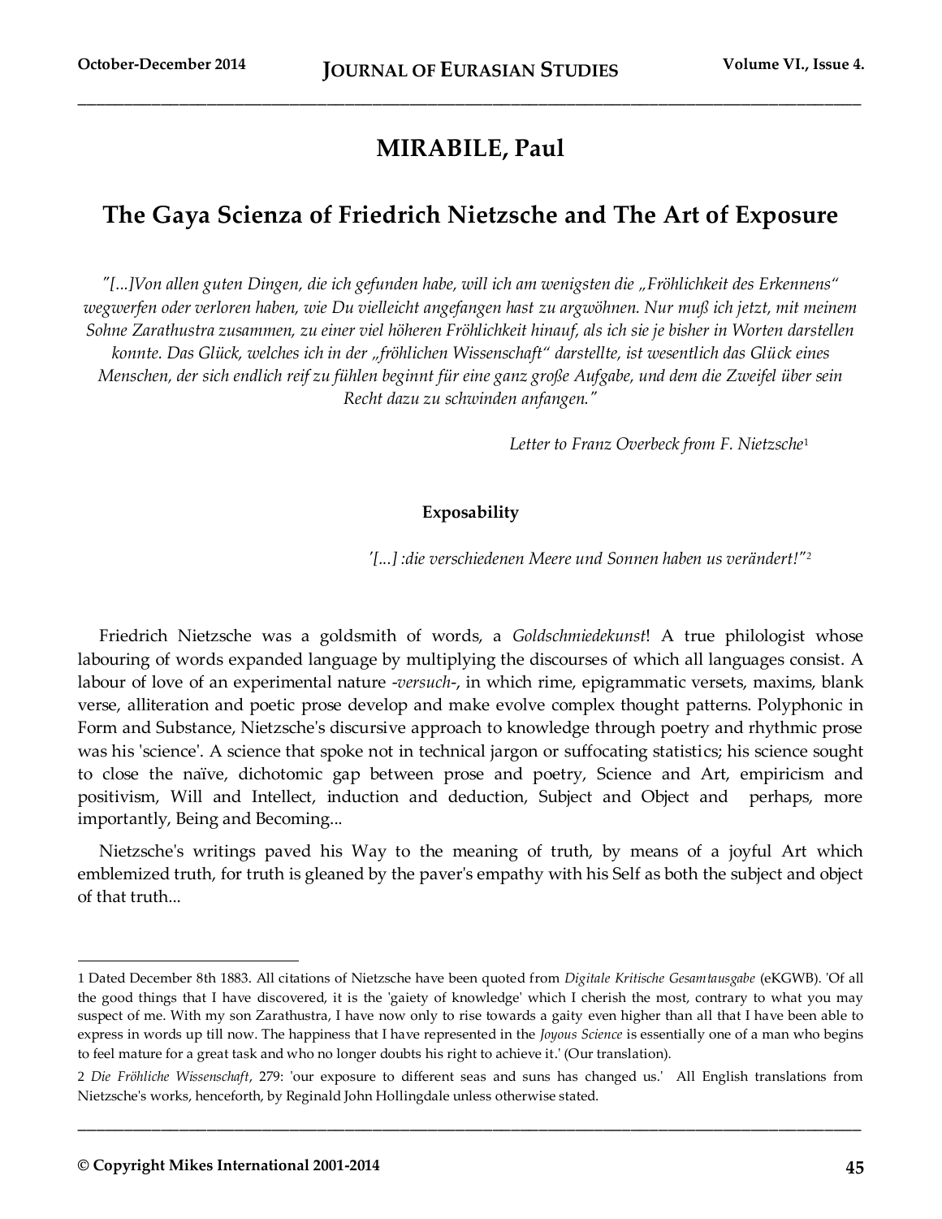# MIRABILE, Paul

## The Gaya Scienza of Friedrich Nietzsche and The Art of Exposure

*"[...]Von allen guten Dingen, die ich gefunden habe, will ich am wenigsten die „Fröhlichkeit des Erkennens" wegwerfen oder verloren haben, wie Du vielleicht angefangen hast zu argwöhnen. Nur muß ich jetzt, mit meinem Sohne Zarathustra zusammen, zu einer viel höheren Fröhlichkeit hinauf, als ich sie je bisher in Worten darstellen konnte. Das Glück, welches ich in der „fröhlichen Wissenschaft" darstellte, ist wesentlich das Glück eines Menschen, der sich endlich reif zu fühlen beginnt für eine ganz große Aufgabe, und dem die Zweifel über sein Recht dazu zu schwinden anfangen."*

*Letter to Franz Overbeck from F. Nietzsche*[1]

### Exposability

*'[...] :die verschiedenen Meere und Sonnen haben us verändert!"*[2]

Friedrich Nietzsche was a goldsmith of words, a *Goldschmiedekunst*! A true philologist whose labouring of words expanded language by multiplying the discourses of which all languages consist. A labour of love of an experimental nature -*versuch*-, in which rime, epigrammatic versets, maxims, blank verse, alliteration and poetic prose develop and make evolve complex thought patterns. Polyphonic in Form and Substance, Nietzsche's discursive approach to knowledge through poetry and rhythmic prose was his 'science'. A science that spoke not in technical jargon or suffocating statistics; his science sought to close the naïve, dichotomic gap between prose and poetry, Science and Art, empiricism and positivism, Will and Intellect, induction and deduction, Subject and Object and perhaps, more importantly, Being and Becoming...

Nietzsche's writings paved his Way to the meaning of truth, by means of a joyful Art which emblemized truth, for truth is gleaned by the paver's empathy with his Self as both the subject and object of that truth...

---

1 Dated December 8th 1883. All citations of Nietzsche have been quoted from *Digitale Kritische Gesamtausgabe* (eKGWB). 'Of all the good things that I have discovered, it is the 'gaiety of knowledge' which I cherish the most, contrary to what you may suspect of me. With my son Zarathustra, I have now only to rise towards a gaity even higher than all that I have been able to express in words up till now. The happiness that I have represented in the *Joyous Science* is essentially one of a man who begins to feel mature for a great task and who no longer doubts his right to achieve it.' (Our translation).

2 *Die Fröhliche Wissenschaft*, 279: 'our exposure to different seas and suns has changed us.' All English translations from Nietzsche's works, henceforth, by Reginald John Hollingdale unless otherwise stated.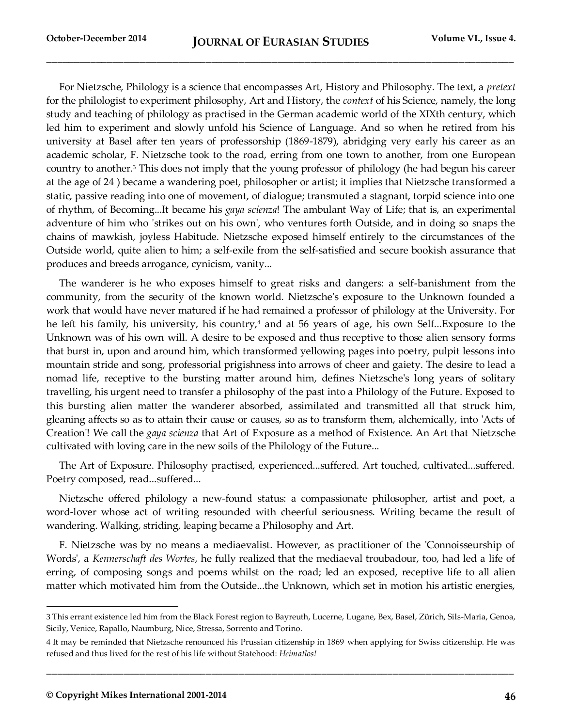For Nietzsche, Philology is a science that encompasses Art, History and Philosophy. The text, a *pretext* for the philologist to experiment philosophy, Art and History, the *context* of his Science, namely, the long study and teaching of philology as practised in the German academic world of the XIXth century, which led him to experiment and slowly unfold his Science of Language. And so when he retired from his university at Basel after ten years of professorship (1869-1879), abridging very early his career as an academic scholar, F. Nietzsche took to the road, erring from one town to another, from one European country to another.[3] This does not imply that the young professor of philology (he had begun his career at the age of 24 ) became a wandering poet, philosopher or artist; it implies that Nietzsche transformed a static, passive reading into one of movement, of dialogue; transmuted a stagnant, torpid science into one of rhythm, of Becoming...It became his *gaya scienza*! The ambulant Way of Life; that is, an experimental adventure of him who 'strikes out on his own', who ventures forth Outside, and in doing so snaps the chains of mawkish, joyless Habitude. Nietzsche exposed himself entirely to the circumstances of the Outside world, quite alien to him; a self-exile from the self-satisfied and secure bookish assurance that produces and breeds arrogance, cynicism, vanity...

The wanderer is he who exposes himself to great risks and dangers: a self-banishment from the community, from the security of the known world. Nietzsche's exposure to the Unknown founded a work that would have never matured if he had remained a professor of philology at the University. For he left his family, his university, his country,[4] and at 56 years of age, his own Self...Exposure to the Unknown was of his own will. A desire to be exposed and thus receptive to those alien sensory forms that burst in, upon and around him, which transformed yellowing pages into poetry, pulpit lessons into mountain stride and song, professorial prigishness into arrows of cheer and gaiety. The desire to lead a nomad life, receptive to the bursting matter around him, defines Nietzsche's long years of solitary travelling, his urgent need to transfer a philosophy of the past into a Philology of the Future. Exposed to this bursting alien matter the wanderer absorbed, assimilated and transmitted all that struck him, gleaning affects so as to attain their cause or causes, so as to transform them, alchemically, into 'Acts of Creation'! We call the *gaya scienza* that Art of Exposure as a method of Existence. An Art that Nietzsche cultivated with loving care in the new soils of the Philology of the Future...

The Art of Exposure. Philosophy practised, experienced...suffered. Art touched, cultivated...suffered. Poetry composed, read...suffered...

Nietzsche offered philology a new-found status: a compassionate philosopher, artist and poet, a word-lover whose act of writing resounded with cheerful seriousness. Writing became the result of wandering. Walking, striding, leaping became a Philosophy and Art.

F. Nietzsche was by no means a mediaevalist. However, as practitioner of the 'Connoisseurship of Words', a *Kennerschaft des Wortes*, he fully realized that the mediaeval troubadour, too, had led a life of erring, of composing songs and poems whilst on the road; led an exposed, receptive life to all alien matter which motivated him from the Outside...the Unknown, which set in motion his artistic energies,

---

3 This errant existence led him from the Black Forest region to Bayreuth, Lucerne, Lugane, Bex, Basel, Zürich, Sils-Maria, Genoa, Sicily, Venice, Rapallo, Naumburg, Nice, Stressa, Sorrento and Torino.

4 It may be reminded that Nietzsche renounced his Prussian citizenship in 1869 when applying for Swiss citizenship. He was refused and thus lived for the rest of his life without Statehood: *Heimatlos!*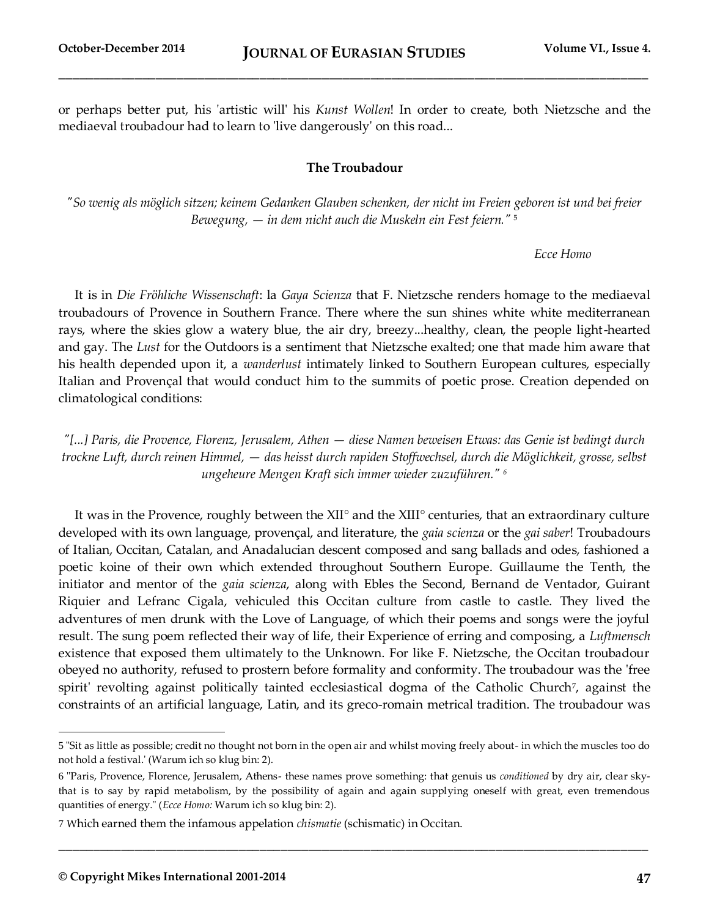or perhaps better put, his 'artistic will' his *Kunst Wollen*! In order to create, both Nietzsche and the mediaeval troubadour had to learn to 'live dangerously' on this road...

### The Troubadour

*"So wenig als möglich sitzen; keinem Gedanken Glauben schenken, der nicht im Freien geboren ist und bei freier Bewegung, — in dem nicht auch die Muskeln ein Fest feiern."* [5]

*Ecce Homo*

It is in *Die Fröhliche Wissenschaft*: la *Gaya Scienza* that F. Nietzsche renders homage to the mediaeval troubadours of Provence in Southern France. There where the sun shines white white mediterranean rays, where the skies glow a watery blue, the air dry, breezy...healthy, clean, the people light-hearted and gay. The *Lust* for the Outdoors is a sentiment that Nietzsche exalted; one that made him aware that his health depended upon it, a *wanderlust* intimately linked to Southern European cultures, especially Italian and Provençal that would conduct him to the summits of poetic prose. Creation depended on climatological conditions:

*"[...] Paris, die Provence, Florenz, Jerusalem, Athen — diese Namen beweisen Etwas: das Genie ist bedingt durch trockne Luft, durch reinen Himmel, — das heisst durch rapiden Stoffwechsel, durch die Möglichkeit, grosse, selbst ungeheure Mengen Kraft sich immer wieder zuzuführen."* [6]

It was in the Provence, roughly between the XII° and the XIII° centuries, that an extraordinary culture developed with its own language, provençal, and literature, the *gaia scienza* or the *gai saber*! Troubadours of Italian, Occitan, Catalan, and Anadalucian descent composed and sang ballads and odes, fashioned a poetic koine of their own which extended throughout Southern Europe. Guillaume the Tenth, the initiator and mentor of the *gaia scienza*, along with Ebles the Second, Bernand de Ventador, Guirant Riquier and Lefranc Cigala, vehiculed this Occitan culture from castle to castle. They lived the adventures of men drunk with the Love of Language, of which their poems and songs were the joyful result. The sung poem reflected their way of life, their Experience of erring and composing, a *Luftmensch* existence that exposed them ultimately to the Unknown. For like F. Nietzsche, the Occitan troubadour obeyed no authority, refused to prostern before formality and conformity. The troubadour was the 'free spirit' revolting against politically tainted ecclesiastical dogma of the Catholic Church[7], against the constraints of an artificial language, Latin, and its greco-romain metrical tradition. The troubadour was

---

5 "Sit as little as possible; credit no thought not born in the open air and whilst moving freely about- in which the muscles too do not hold a festival.' (Warum ich so klug bin: 2).

6 "Paris, Provence, Florence, Jerusalem, Athens- these names prove something: that genuis us *conditioned* by dry air, clear sky- that is to say by rapid metabolism, by the possibility of again and again supplying oneself with great, even tremendous quantities of energy." (*Ecce Homo:* Warum ich so klug bin: 2).

7 Which earned them the infamous appelation *chismatie* (schismatic) in Occitan.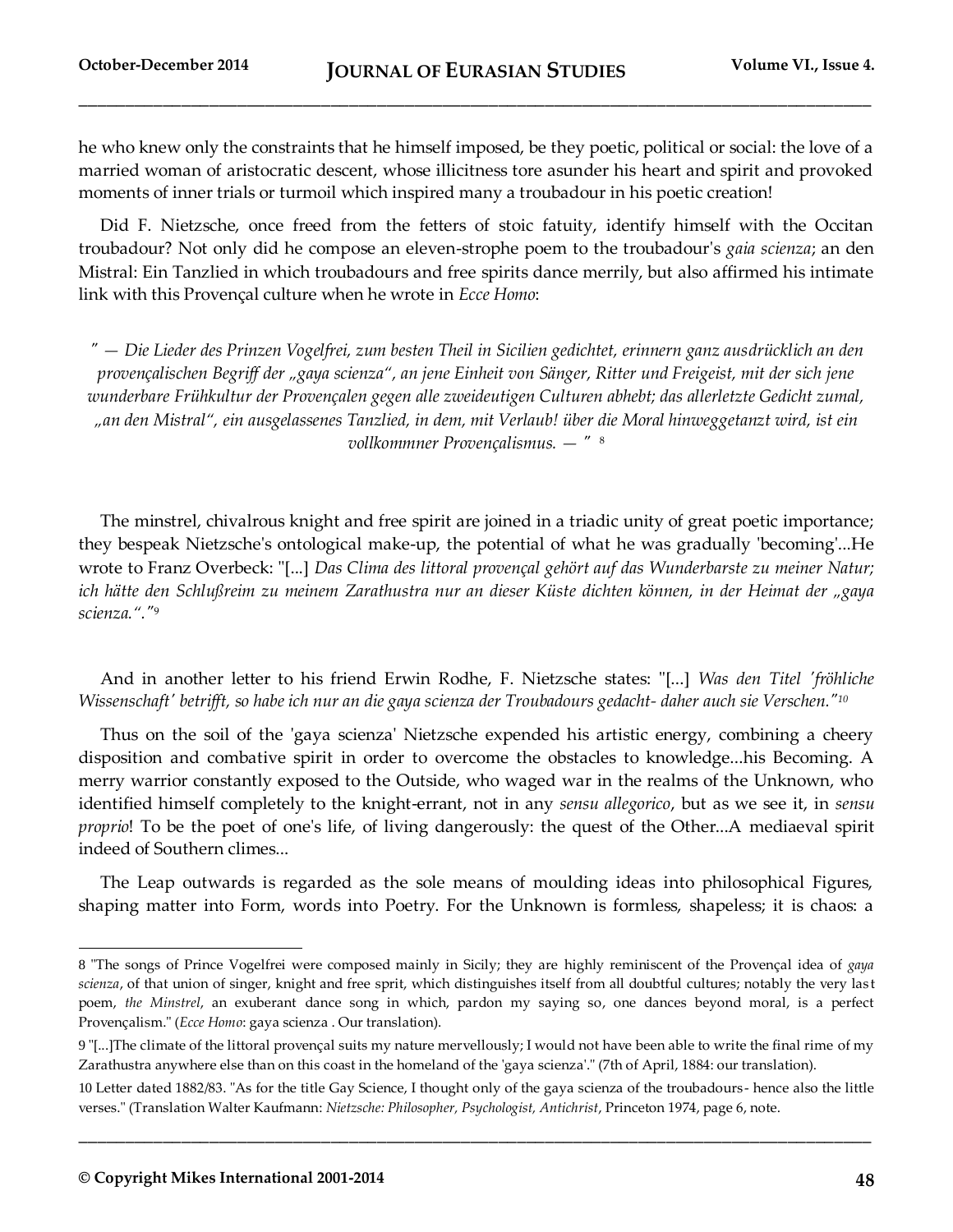he who knew only the constraints that he himself imposed, be they poetic, political or social: the love of a married woman of aristocratic descent, whose illicitness tore asunder his heart and spirit and provoked moments of inner trials or turmoil which inspired many a troubadour in his poetic creation!

Did F. Nietzsche, once freed from the fetters of stoic fatuity, identify himself with the Occitan troubadour? Not only did he compose an eleven-strophe poem to the troubadour's *gaia scienza*; an den Mistral: Ein Tanzlied in which troubadours and free spirits dance merrily, but also affirmed his intimate link with this Provençal culture when he wrote in *Ecce Homo*:

*" — Die Lieder des Prinzen Vogelfrei, zum besten Theil in Sicilien gedichtet, erinnern ganz ausdrücklich an den provençalischen Begriff der „gaya scienza", an jene Einheit von Sänger, Ritter und Freigeist, mit der sich jene wunderbare Frühkultur der Provençalen gegen alle zweideutigen Culturen abhebt; das allerletzte Gedicht zumal, „an den Mistral", ein ausgelassenes Tanzlied, in dem, mit Verlaub! über die Moral hinweggetanzt wird, ist ein vollkommner Provençalismus. — "* [8]

The minstrel, chivalrous knight and free spirit are joined in a triadic unity of great poetic importance; they bespeak Nietzsche's ontological make-up, the potential of what he was gradually 'becoming'...He wrote to Franz Overbeck: "[...] *Das Clima des littoral provençal gehört auf das Wunderbarste zu meiner Natur; ich hätte den Schlußreim zu meinem Zarathustra nur an dieser Küste dichten können, in der Heimat der „gaya scienza."."*[9]

And in another letter to his friend Erwin Rodhe, F. Nietzsche states: "[...] *Was den Titel 'fröhliche Wissenschaft' betrifft, so habe ich nur an die gaya scienza der Troubadours gedacht- daher auch sie Verschen."*[10]

Thus on the soil of the 'gaya scienza' Nietzsche expended his artistic energy, combining a cheery disposition and combative spirit in order to overcome the obstacles to knowledge...his Becoming. A merry warrior constantly exposed to the Outside, who waged war in the realms of the Unknown, who identified himself completely to the knight-errant, not in any *sensu allegorico*, but as we see it, in *sensu proprio*! To be the poet of one's life, of living dangerously: the quest of the Other...A mediaeval spirit indeed of Southern climes...

The Leap outwards is regarded as the sole means of moulding ideas into philosophical Figures, shaping matter into Form, words into Poetry. For the Unknown is formless, shapeless; it is chaos: a

---

8 "The songs of Prince Vogelfrei were composed mainly in Sicily; they are highly reminiscent of the Provençal idea of *gaya scienza*, of that union of singer, knight and free sprit, which distinguishes itself from all doubtful cultures; notably the very last poem, *the Minstrel*, an exuberant dance song in which, pardon my saying so, one dances beyond moral, is a perfect Provençalism." (*Ecce Homo*: gaya scienza . Our translation).

9 "[...]The climate of the littoral provençal suits my nature mervellously; I would not have been able to write the final rime of my Zarathustra anywhere else than on this coast in the homeland of the 'gaya scienza'." (7th of April, 1884: our translation).

10 Letter dated 1882/83. "As for the title Gay Science, I thought only of the gaya scienza of the troubadours- hence also the little verses." (Translation Walter Kaufmann: *Nietzsche: Philosopher, Psychologist, Antichrist*, Princeton 1974, page 6, note.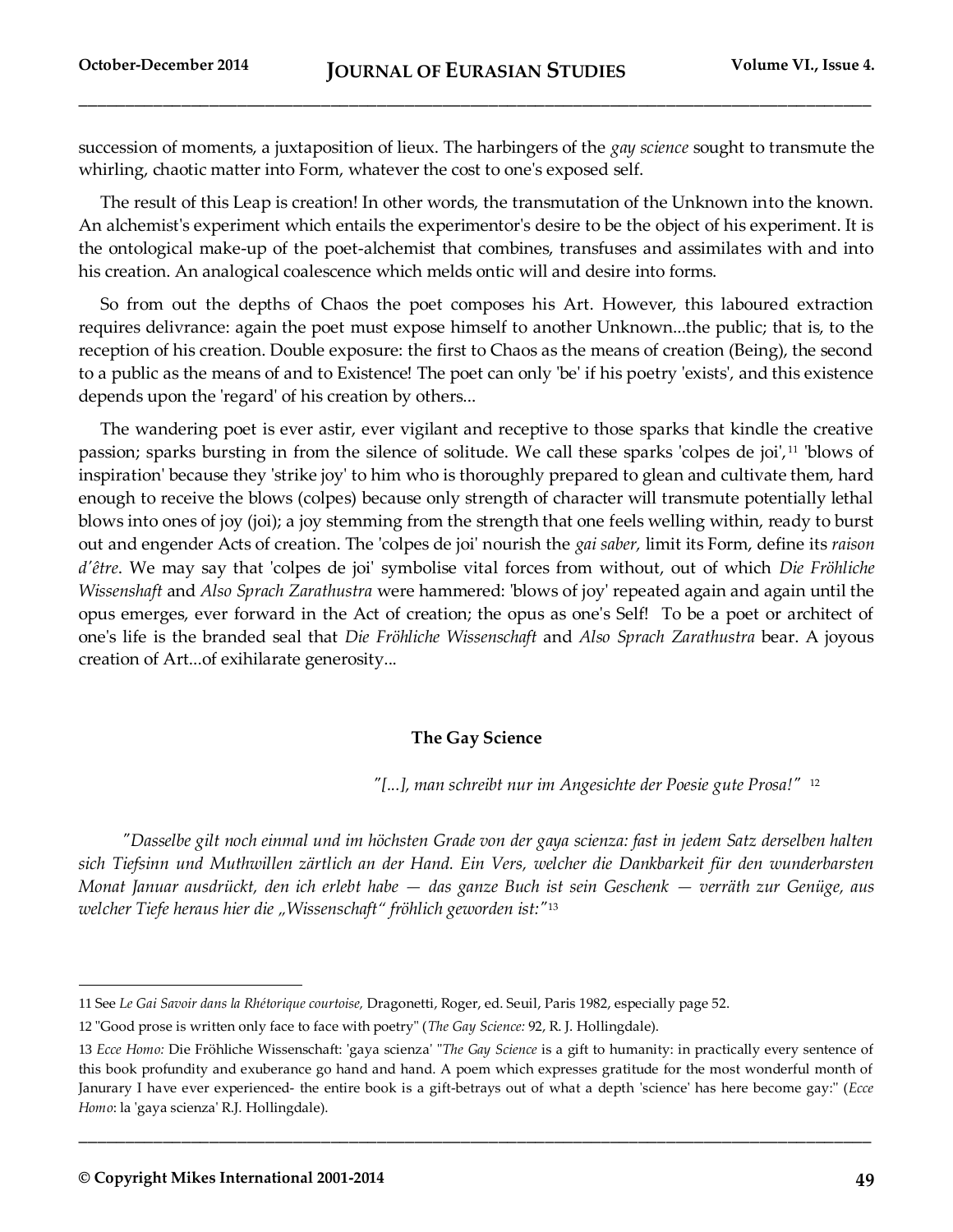succession of moments, a juxtaposition of lieux. The harbingers of the *gay science* sought to transmute the whirling, chaotic matter into Form, whatever the cost to one's exposed self.

The result of this Leap is creation! In other words, the transmutation of the Unknown into the known. An alchemist's experiment which entails the experimentor's desire to be the object of his experiment. It is the ontological make-up of the poet-alchemist that combines, transfuses and assimilates with and into his creation. An analogical coalescence which melds ontic will and desire into forms.

So from out the depths of Chaos the poet composes his Art. However, this laboured extraction requires delivrance: again the poet must expose himself to another Unknown...the public; that is, to the reception of his creation. Double exposure: the first to Chaos as the means of creation (Being), the second to a public as the means of and to Existence! The poet can only 'be' if his poetry 'exists', and this existence depends upon the 'regard' of his creation by others...

The wandering poet is ever astir, ever vigilant and receptive to those sparks that kindle the creative passion; sparks bursting in from the silence of solitude. We call these sparks 'colpes de joi',[11] 'blows of inspiration' because they 'strike joy' to him who is thoroughly prepared to glean and cultivate them, hard enough to receive the blows (colpes) because only strength of character will transmute potentially lethal blows into ones of joy (joi); a joy stemming from the strength that one feels welling within, ready to burst out and engender Acts of creation. The 'colpes de joi' nourish the *gai saber,* limit its Form, define its *raison d'être*. We may say that 'colpes de joi' symbolise vital forces from without, out of which *Die Fröhliche Wissenshaft* and *Also Sprach Zarathustra* were hammered: 'blows of joy' repeated again and again until the opus emerges, ever forward in the Act of creation; the opus as one's Self! To be a poet or architect of one's life is the branded seal that *Die Fröhliche Wissenschaft* and *Also Sprach Zarathustra* bear. A joyous creation of Art...of exihilarate generosity...

### The Gay Science

*"[...], man schreibt nur im Angesichte der Poesie gute Prosa!"* [12]

*"Dasselbe gilt noch einmal und im höchsten Grade von der gaya scienza: fast in jedem Satz derselben halten sich Tiefsinn und Muthwillen zärtlich an der Hand. Ein Vers, welcher die Dankbarkeit für den wunderbarsten Monat Januar ausdrückt, den ich erlebt habe — das ganze Buch ist sein Geschenk — verräth zur Genüge, aus welcher Tiefe heraus hier die „Wissenschaft" fröhlich geworden ist:"*[13]

---

11 See *Le Gai Savoir dans la Rhétorique courtoise,* Dragonetti, Roger, ed. Seuil, Paris 1982, especially page 52.

12 "Good prose is written only face to face with poetry" (*The Gay Science:* 92, R. J. Hollingdale).

13 *Ecce Homo:* Die Fröhliche Wissenschaft: 'gaya scienza' "*The Gay Science* is a gift to humanity: in practically every sentence of this book profundity and exuberance go hand and hand. A poem which expresses gratitude for the most wonderful month of Janurary I have ever experienced- the entire book is a gift-betrays out of what a depth 'science' has here become gay:" (*Ecce Homo*: la 'gaya scienza' R.J. Hollingdale).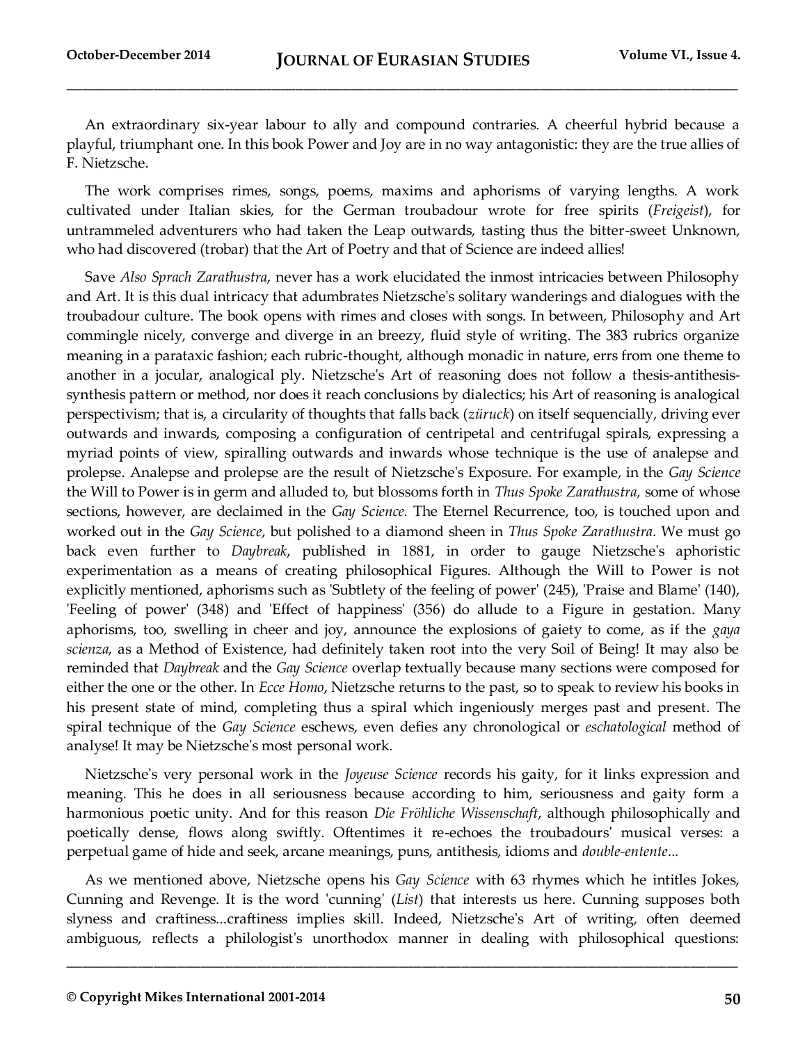An extraordinary six-year labour to ally and compound contraries. A cheerful hybrid because a playful, triumphant one. In this book Power and Joy are in no way antagonistic: they are the true allies of F. Nietzsche.

The work comprises rimes, songs, poems, maxims and aphorisms of varying lengths. A work cultivated under Italian skies, for the German troubadour wrote for free spirits (*Freigeist*), for untrammeled adventurers who had taken the Leap outwards, tasting thus the bitter-sweet Unknown, who had discovered (trobar) that the Art of Poetry and that of Science are indeed allies!

Save *Also Sprach Zarathustra*, never has a work elucidated the inmost intricacies between Philosophy and Art. It is this dual intricacy that adumbrates Nietzsche's solitary wanderings and dialogues with the troubadour culture. The book opens with rimes and closes with songs. In between, Philosophy and Art commingle nicely, converge and diverge in an breezy, fluid style of writing. The 383 rubrics organize meaning in a parataxic fashion; each rubric-thought, although monadic in nature, errs from one theme to another in a jocular, analogical ply. Nietzsche's Art of reasoning does not follow a thesis-antithesis-synthesis pattern or method, nor does it reach conclusions by dialectics; his Art of reasoning is analogical perspectivism; that is, a circularity of thoughts that falls back (*züruck*) on itself sequencially, driving ever outwards and inwards, composing a configuration of centripetal and centrifugal spirals, expressing a myriad points of view, spiralling outwards and inwards whose technique is the use of analepse and prolepse. Analepse and prolepse are the result of Nietzsche's Exposure. For example, in the *Gay Science* the Will to Power is in germ and alluded to, but blossoms forth in *Thus Spoke Zarathustra,* some of whose sections, however, are declaimed in the *Gay Science.* The Eternel Recurrence, too, is touched upon and worked out in the *Gay Science*, but polished to a diamond sheen in *Thus Spoke Zarathustra*. We must go back even further to *Daybreak*, published in 1881, in order to gauge Nietzsche's aphoristic experimentation as a means of creating philosophical Figures. Although the Will to Power is not explicitly mentioned, aphorisms such as 'Subtlety of the feeling of power' (245), 'Praise and Blame' (140), 'Feeling of power' (348) and 'Effect of happiness' (356) do allude to a Figure in gestation. Many aphorisms, too, swelling in cheer and joy, announce the explosions of gaiety to come, as if the *gaya scienza*, as a Method of Existence, had definitely taken root into the very Soil of Being! It may also be reminded that *Daybreak* and the *Gay Science* overlap textually because many sections were composed for either the one or the other. In *Ecce Homo*, Nietzsche returns to the past, so to speak to review his books in his present state of mind, completing thus a spiral which ingeniously merges past and present. The spiral technique of the *Gay Science* eschews, even defies any chronological or *eschatological* method of analyse! It may be Nietzsche's most personal work.

Nietzsche's very personal work in the *Joyeuse Science* records his gaity, for it links expression and meaning. This he does in all seriousness because according to him, seriousness and gaity form a harmonious poetic unity. And for this reason *Die Fröhliche Wissenschaft*, although philosophically and poetically dense, flows along swiftly. Oftentimes it re-echoes the troubadours' musical verses: a perpetual game of hide and seek, arcane meanings, puns, antithesis, idioms and *double-entente*...

As we mentioned above, Nietzsche opens his *Gay Science* with 63 rhymes which he intitles Jokes, Cunning and Revenge. It is the word 'cunning' (*List*) that interests us here. Cunning supposes both slyness and craftiness...craftiness implies skill. Indeed, Nietzsche's Art of writing, often deemed ambiguous, reflects a philologist's unorthodox manner in dealing with philosophical questions: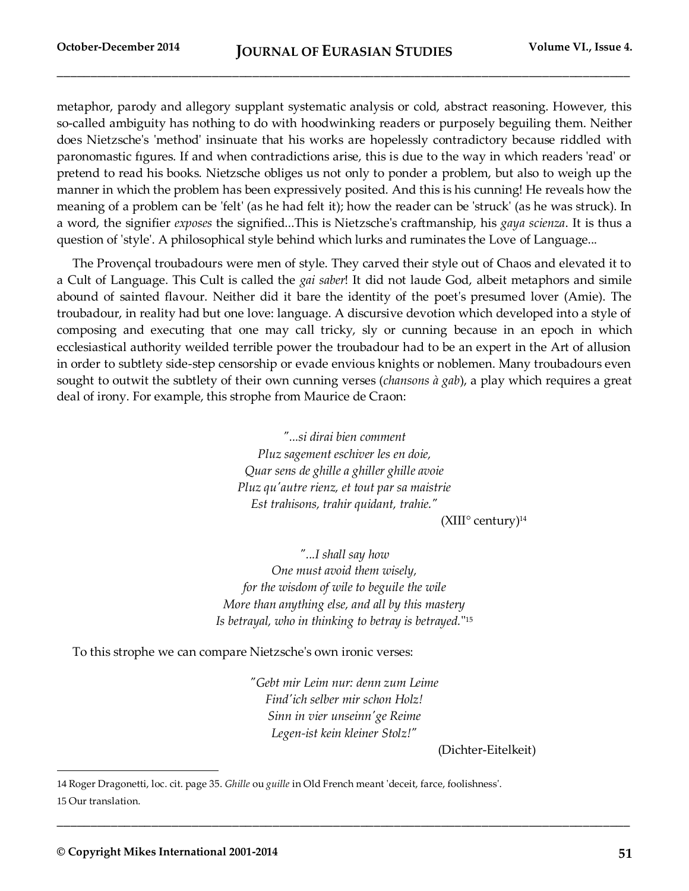metaphor, parody and allegory supplant systematic analysis or cold, abstract reasoning. However, this so-called ambiguity has nothing to do with hoodwinking readers or purposely beguiling them. Neither does Nietzsche's 'method' insinuate that his works are hopelessly contradictory because riddled with paronomastic figures. If and when contradictions arise, this is due to the way in which readers 'read' or pretend to read his books. Nietzsche obliges us not only to ponder a problem, but also to weigh up the manner in which the problem has been expressively posited. And this is his cunning! He reveals how the meaning of a problem can be 'felt' (as he had felt it); how the reader can be 'struck' (as he was struck). In a word, the signifier *exposes* the signified...This is Nietzsche's craftmanship, his *gaya scienza*. It is thus a question of 'style'. A philosophical style behind which lurks and ruminates the Love of Language...

The Provençal troubadours were men of style. They carved their style out of Chaos and elevated it to a Cult of Language. This Cult is called the *gai saber*! It did not laude God, albeit metaphors and simile abound of sainted flavour. Neither did it bare the identity of the poet's presumed lover (Amie). The troubadour, in reality had but one love: language. A discursive devotion which developed into a style of composing and executing that one may call tricky, sly or cunning because in an epoch in which ecclesiastical authority weilded terrible power the troubadour had to be an expert in the Art of allusion in order to subtlety side-step censorship or evade envious knights or noblemen. Many troubadours even sought to outwit the subtlety of their own cunning verses (*chansons à gab*), a play which requires a great deal of irony. For example, this strophe from Maurice de Craon:

> *"...si dirai bien comment*
> *Pluz sagement eschiver les en doie,*
> *Quar sens de ghille a ghiller ghille avoie*
> *Pluz qu'autre rienz, et tout par sa maistrie*
> *Est trahisons, trahir quidant, trahie."*
>
> (XIII° century)[14]

> *"...I shall say how*
> *One must avoid them wisely,*
> *for the wisdom of wile to beguile the wile*
> *More than anything else, and all by this mastery*
> *Is betrayal, who in thinking to betray is betrayed."*[15]

To this strophe we can compare Nietzsche's own ironic verses:

> *"Gebt mir Leim nur: denn zum Leime*
> *Find'ich selber mir schon Holz!*
> *Sinn in vier unseinn'ge Reime*
> *Legen-ist kein kleiner Stolz!"*
>
> (Dichter-Eitelkeit)

---

14 Roger Dragonetti, loc. cit. page 35. *Ghille* ou *guille* in Old French meant 'deceit, farce, foolishness'.

15 Our translation.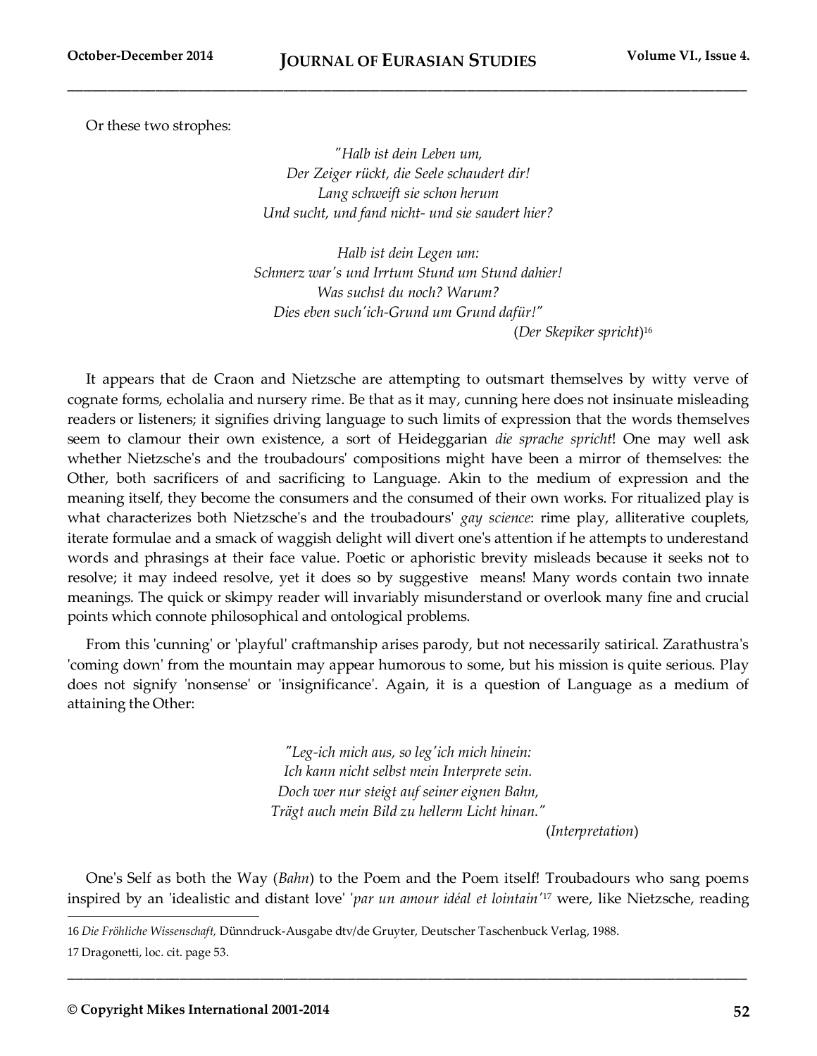Or these two strophes:

> *"Halb ist dein Leben um,*
> *Der Zeiger rückt, die Seele schaudert dir!*
> *Lang schweift sie schon herum*
> *Und sucht, und fand nicht- und sie saudert hier?*
>
> *Halb ist dein Legen um:*
> *Schmerz war's und Irrtum Stund um Stund dahier!*
> *Was suchst du noch? Warum?*
> *Dies eben such'ich-Grund um Grund dafür!"*
>
> (*Der Skepiker spricht*)[16]

It appears that de Craon and Nietzsche are attempting to outsmart themselves by witty verve of cognate forms, echolalia and nursery rime. Be that as it may, cunning here does not insinuate misleading readers or listeners; it signifies driving language to such limits of expression that the words themselves seem to clamour their own existence, a sort of Heideggarian *die sprache spricht*! One may well ask whether Nietzsche's and the troubadours' compositions might have been a mirror of themselves: the Other, both sacrificers of and sacrificing to Language. Akin to the medium of expression and the meaning itself, they become the consumers and the consumed of their own works. For ritualized play is what characterizes both Nietzsche's and the troubadours' *gay science*: rime play, alliterative couplets, iterate formulae and a smack of waggish delight will divert one's attention if he attempts to underestand words and phrasings at their face value. Poetic or aphoristic brevity misleads because it seeks not to resolve; it may indeed resolve, yet it does so by suggestive means! Many words contain two innate meanings. The quick or skimpy reader will invariably misunderstand or overlook many fine and crucial points which connote philosophical and ontological problems.

From this 'cunning' or 'playful' craftmanship arises parody, but not necessarily satirical. Zarathustra's 'coming down' from the mountain may appear humorous to some, but his mission is quite serious. Play does not signify 'nonsense' or 'insignificance'. Again, it is a question of Language as a medium of attaining the Other:

> *"Leg-ich mich aus, so leg'ich mich hinein:*
> *Ich kann nicht selbst mein Interprete sein.*
> *Doch wer nur steigt auf seiner eignen Bahn,*
> *Trägt auch mein Bild zu hellerm Licht hinan."*
>
> (*Interpretation*)

One's Self as both the Way (*Bahn*) to the Poem and the Poem itself! Troubadours who sang poems inspired by an 'idealistic and distant love' '*par un amour idéal et lointain'*[17] were, like Nietzsche, reading

---

16 *Die Fröhliche Wissenschaft,* Dünndruck-Ausgabe dtv/de Gruyter, Deutscher Taschenbuck Verlag, 1988.

17 Dragonetti, loc. cit. page 53.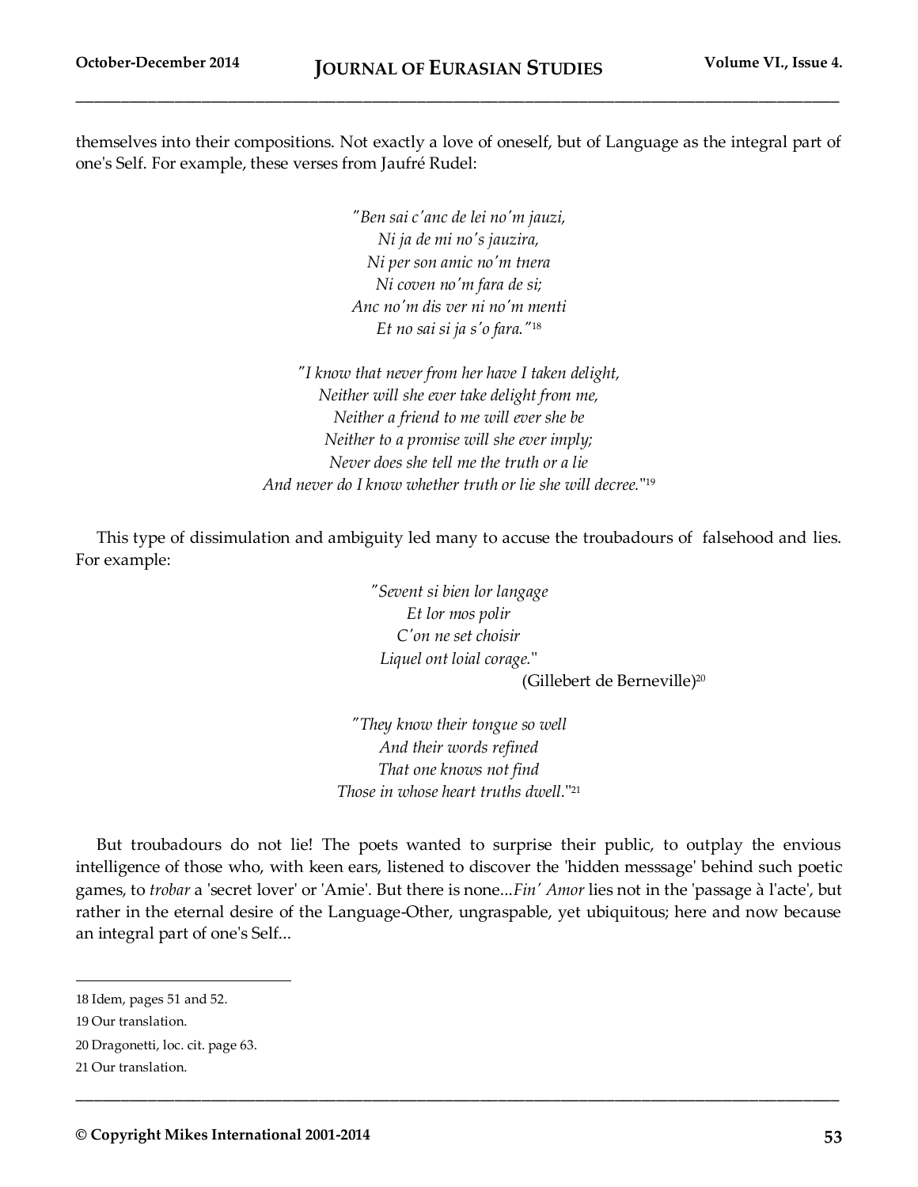themselves into their compositions. Not exactly a love of oneself, but of Language as the integral part of one's Self. For example, these verses from Jaufré Rudel:

*"Ben sai c'anc de lei no'm jauzi,*
*Ni ja de mi no's jauzira,*
*Ni per son amic no'm tnera*
*Ni coven no'm fara de si;*
*Anc no'm dis ver ni no'm menti*
*Et no sai si ja s'o fara."*[18]

*"I know that never from her have I taken delight,*
*Neither will she ever take delight from me,*
*Neither a friend to me will ever she be*
*Neither to a promise will she ever imply;*
*Never does she tell me the truth or a lie*
*And never do I know whether truth or lie she will decree."*[19]

This type of dissimulation and ambiguity led many to accuse the troubadours of falsehood and lies. For example:

*"Sevent si bien lor langage*
*Et lor mos polir*
*C'on ne set choisir*
*Liquel ont loial corage."*
(Gillebert de Berneville)[20]

*"They know their tongue so well*
*And their words refined*
*That one knows not find*
*Those in whose heart truths dwell."*[21]

But troubadours do not lie! The poets wanted to surprise their public, to outplay the envious intelligence of those who, with keen ears, listened to discover the 'hidden messsage' behind such poetic games, to *trobar* a 'secret lover' or 'Amie'. But there is none...*Fin' Amor* lies not in the 'passage à l'acte', but rather in the eternal desire of the Language-Other, ungraspable, yet ubiquitous; here and now because an integral part of one's Self...

---

18 Idem, pages 51 and 52.

19 Our translation.

20 Dragonetti, loc. cit. page 63.

21 Our translation.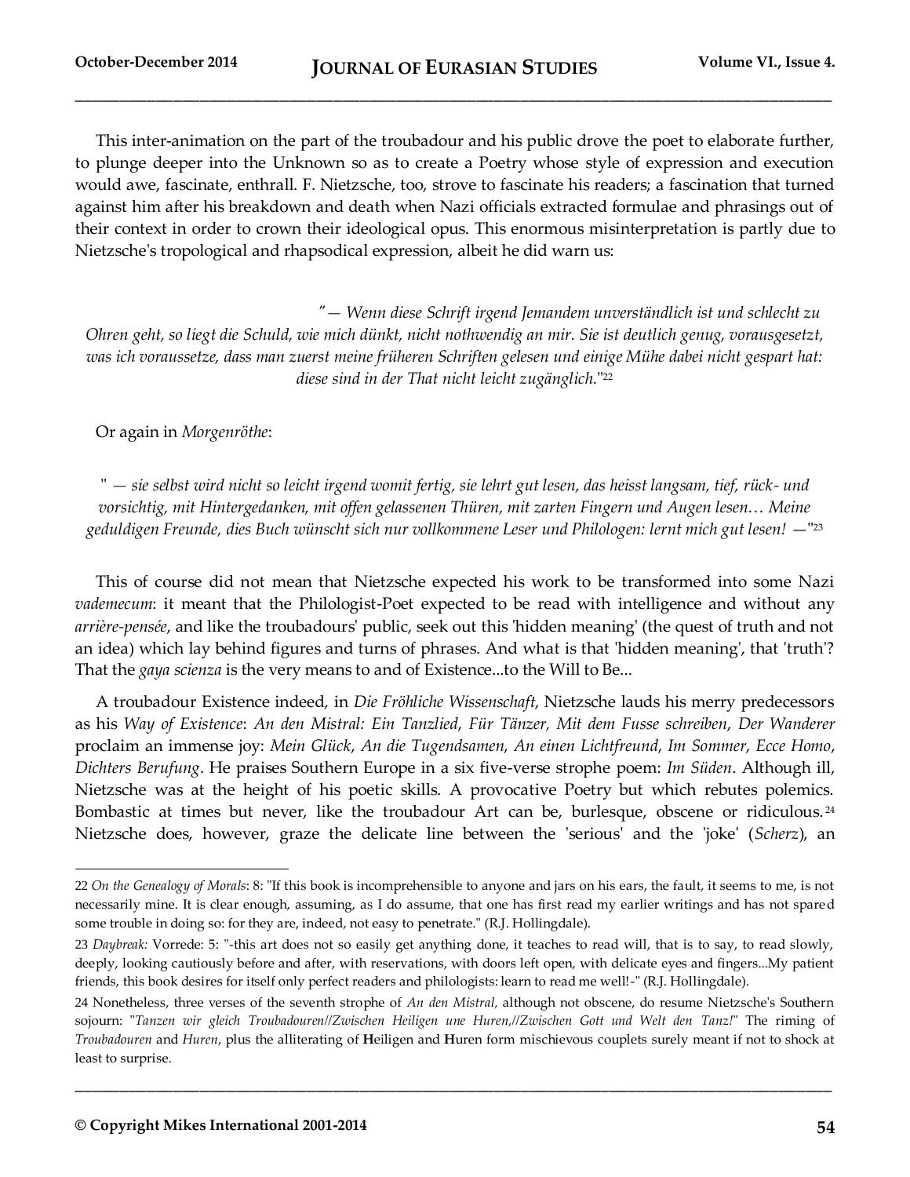This inter-animation on the part of the troubadour and his public drove the poet to elaborate further, to plunge deeper into the Unknown so as to create a Poetry whose style of expression and execution would awe, fascinate, enthrall. F. Nietzsche, too, strove to fascinate his readers; a fascination that turned against him after his breakdown and death when Nazi officials extracted formulae and phrasings out of their context in order to crown their ideological opus. This enormous misinterpretation is partly due to Nietzsche's tropological and rhapsodical expression, albeit he did warn us:

> *"— Wenn diese Schrift irgend Jemandem unverständlich ist und schlecht zu Ohren geht, so liegt die Schuld, wie mich dünkt, nicht nothwendig an mir. Sie ist deutlich genug, vorausgesetzt, was ich voraussetze, dass man zuerst meine früheren Schriften gelesen und einige Mühe dabei nicht gespart hat: diese sind in der That nicht leicht zugänglich."*[22]

Or again in *Morgenröthe*:

> *" — sie selbst wird nicht so leicht irgend womit fertig, sie lehrt gut lesen, das heisst langsam, tief, rück- und vorsichtig, mit Hintergedanken, mit offen gelassenen Thüren, mit zarten Fingern und Augen lesen… Meine geduldigen Freunde, dies Buch wünscht sich nur vollkommene Leser und Philologen: lernt mich gut lesen! —"*[23]

This of course did not mean that Nietzsche expected his work to be transformed into some Nazi *vademecum*: it meant that the Philologist-Poet expected to be read with intelligence and without any *arrière-pensée*, and like the troubadours' public, seek out this 'hidden meaning' (the quest of truth and not an idea) which lay behind figures and turns of phrases. And what is that 'hidden meaning', that 'truth'? That the *gaya scienza* is the very means to and of Existence...to the Will to Be...

A troubadour Existence indeed, in *Die Fröhliche Wissenschaft*, Nietzsche lauds his merry predecessors as his *Way of Existence*: *An den Mistral: Ein Tanzlied*, *Für Tänzer*, *Mit dem Fusse schreiben*, *Der Wanderer* proclaim an immense joy: *Mein Glück*, *An die Tugendsamen*, *An einen Lichtfreund*, *Im Sommer*, *Ecce Homo*, *Dichters Berufung*. He praises Southern Europe in a six five-verse strophe poem: *Im Süden*. Although ill, Nietzsche was at the height of his poetic skills. A provocative Poetry but which rebutes polemics. Bombastic at times but never, like the troubadour Art can be, burlesque, obscene or ridiculous.[24] Nietzsche does, however, graze the delicate line between the 'serious' and the 'joke' (*Scherz*), an

---

22 *On the Genealogy of Morals*: 8: "If this book is incomprehensible to anyone and jars on his ears, the fault, it seems to me, is not necessarily mine. It is clear enough, assuming, as I do assume, that one has first read my earlier writings and has not spared some trouble in doing so: for they are, indeed, not easy to penetrate." (R.J. Hollingdale).

23 *Daybreak:* Vorrede: 5: "-this art does not so easily get anything done, it teaches to read will, that is to say, to read slowly, deeply, looking cautiously before and after, with reservations, with doors left open, with delicate eyes and fingers...My patient friends, this book desires for itself only perfect readers and philologists: learn to read me well!-" (R.J. Hollingdale).

24 Nonetheless, three verses of the seventh strophe of *An den Mistral*, although not obscene, do resume Nietzsche's Southern sojourn: "*Tanzen wir gleich Troubadouren//Zwischen Heiligen une Huren,//Zwischen Gott und Welt den Tanz!*" The riming of *Troubadouren* and *Huren*, plus the alliterating of **H**eiligen and **H**uren form mischievous couplets surely meant if not to shock at least to surprise.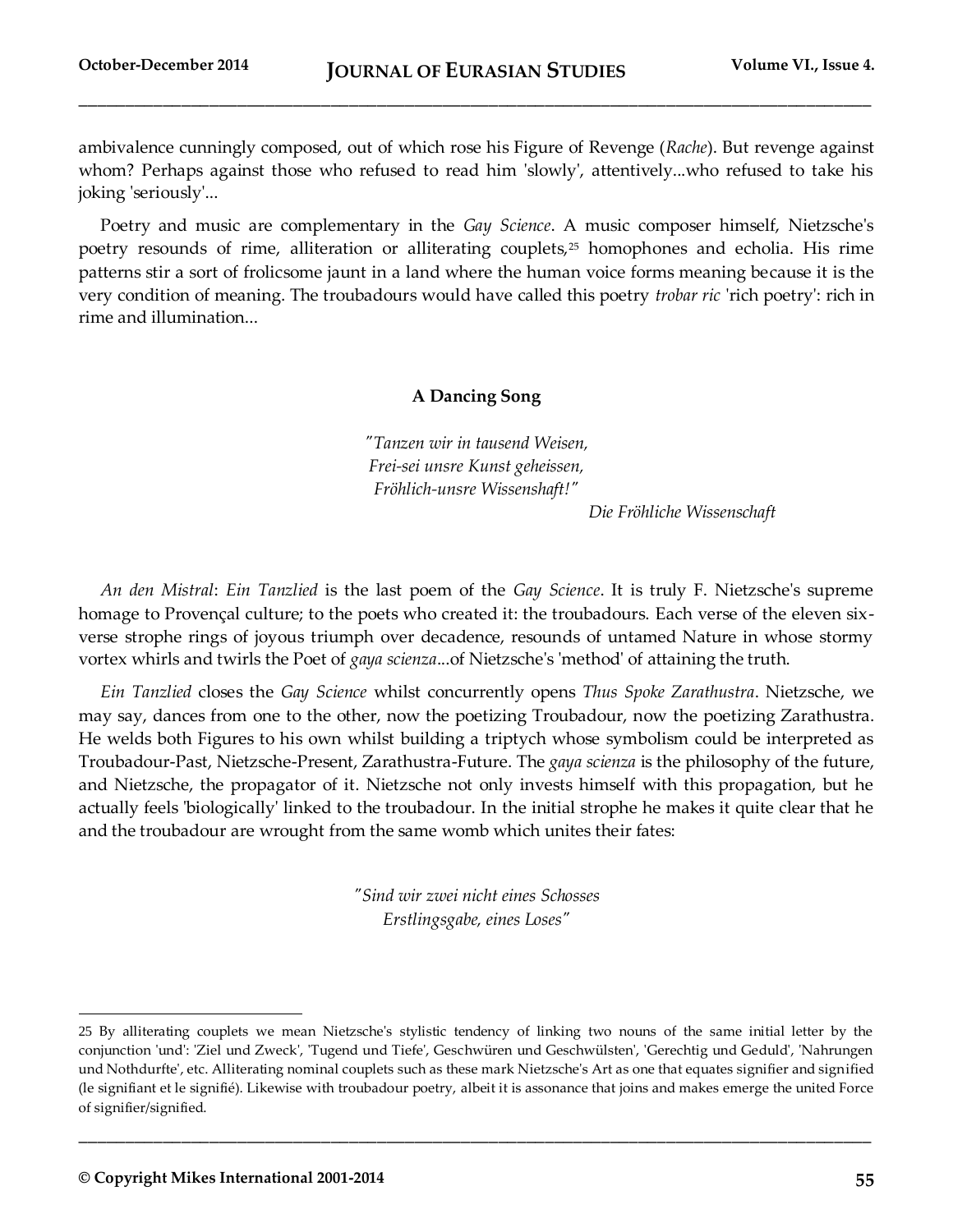ambivalence cunningly composed, out of which rose his Figure of Revenge (*Rache*). But revenge against whom? Perhaps against those who refused to read him 'slowly', attentively...who refused to take his joking 'seriously'...

Poetry and music are complementary in the *Gay Science*. A music composer himself, Nietzsche's poetry resounds of rime, alliteration or alliterating couplets,[25] homophones and echolia. His rime patterns stir a sort of frolicsome jaunt in a land where the human voice forms meaning because it is the very condition of meaning. The troubadours would have called this poetry *trobar ric* 'rich poetry': rich in rime and illumination...

### A Dancing Song

> *"Tanzen wir in tausend Weisen,*
> *Frei-sei unsre Kunst geheissen,*
> *Fröhlich-unsre Wissenshaft!"*
>
> *Die Fröhliche Wissenschaft*

*An den Mistral*: *Ein Tanzlied* is the last poem of the *Gay Science*. It is truly F. Nietzsche's supreme homage to Provençal culture; to the poets who created it: the troubadours. Each verse of the eleven six-verse strophe rings of joyous triumph over decadence, resounds of untamed Nature in whose stormy vortex whirls and twirls the Poet of *gaya scienza*...of Nietzsche's 'method' of attaining the truth.

*Ein Tanzlied* closes the *Gay Science* whilst concurrently opens *Thus Spoke Zarathustra*. Nietzsche, we may say, dances from one to the other, now the poetizing Troubadour, now the poetizing Zarathustra. He welds both Figures to his own whilst building a triptych whose symbolism could be interpreted as Troubadour-Past, Nietzsche-Present, Zarathustra-Future. The *gaya scienza* is the philosophy of the future, and Nietzsche, the propagator of it. Nietzsche not only invests himself with this propagation, but he actually feels 'biologically' linked to the troubadour. In the initial strophe he makes it quite clear that he and the troubadour are wrought from the same womb which unites their fates:

> *"Sind wir zwei nicht eines Schosses*
> *Erstlingsgabe, eines Loses"*

---

25 By alliterating couplets we mean Nietzsche's stylistic tendency of linking two nouns of the same initial letter by the conjunction 'und': 'Ziel und Zweck', 'Tugend und Tiefe', Geschwüren und Geschwülsten', 'Gerechtig und Geduld', 'Nahrungen und Nothdurfte', etc. Alliterating nominal couplets such as these mark Nietzsche's Art as one that equates signifier and signified (le signifiant et le signifié). Likewise with troubadour poetry, albeit it is assonance that joins and makes emerge the united Force of signifier/signified.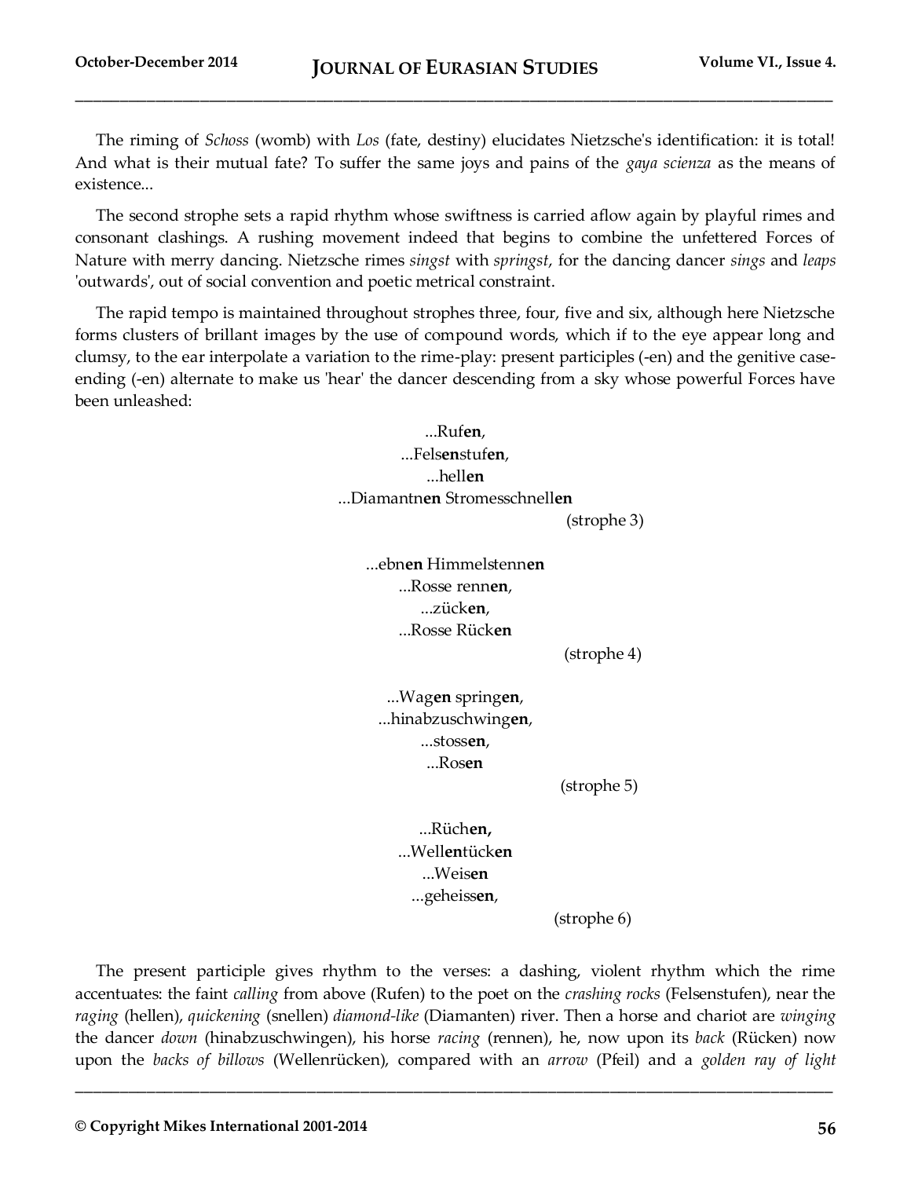The riming of *Schoss* (womb) with *Los* (fate, destiny) elucidates Nietzsche's identification: it is total! And what is their mutual fate? To suffer the same joys and pains of the *gaya scienza* as the means of existence...

The second strophe sets a rapid rhythm whose swiftness is carried aflow again by playful rimes and consonant clashings. A rushing movement indeed that begins to combine the unfettered Forces of Nature with merry dancing. Nietzsche rimes *singst* with *springst*, for the dancing dancer *sings* and *leaps* 'outwards', out of social convention and poetic metrical constraint.

The rapid tempo is maintained throughout strophes three, four, five and six, although here Nietzsche forms clusters of brillant images by the use of compound words, which if to the eye appear long and clumsy, to the ear interpolate a variation to the rime-play: present participles (-en) and the genitive case-ending (-en) alternate to make us 'hear' the dancer descending from a sky whose powerful Forces have been unleashed:

...Ruf**en**,
...Fels**en**stuf**en**,
...hell**en**
...Diamantn**en** Stromesschnell**en**
(strophe 3)

...ebn**en** Himmelstenn**en**
...Rosse renn**en**,
...zück**en**,
...Rosse Rück**en**
(strophe 4)

...Wag**en** spring**en**,
...hinabzuschwing**en**,
...stoss**en**,
...Ros**en**
(strophe 5)

...Rüch**en,**
...Well**en**tück**en**
...Weis**en**
...geheiss**en**,
(strophe 6)

The present participle gives rhythm to the verses: a dashing, violent rhythm which the rime accentuates: the faint *calling* from above (Rufen) to the poet on the *crashing rocks* (Felsenstufen), near the *raging* (hellen), *quickening* (snellen) *diamond-like* (Diamanten) river. Then a horse and chariot are *winging* the dancer *down* (hinabzuschwingen), his horse *racing* (rennen), he, now upon its *back* (Rücken) now upon the *backs of billows* (Wellenrücken), compared with an *arrow* (Pfeil) and a *golden ray of light*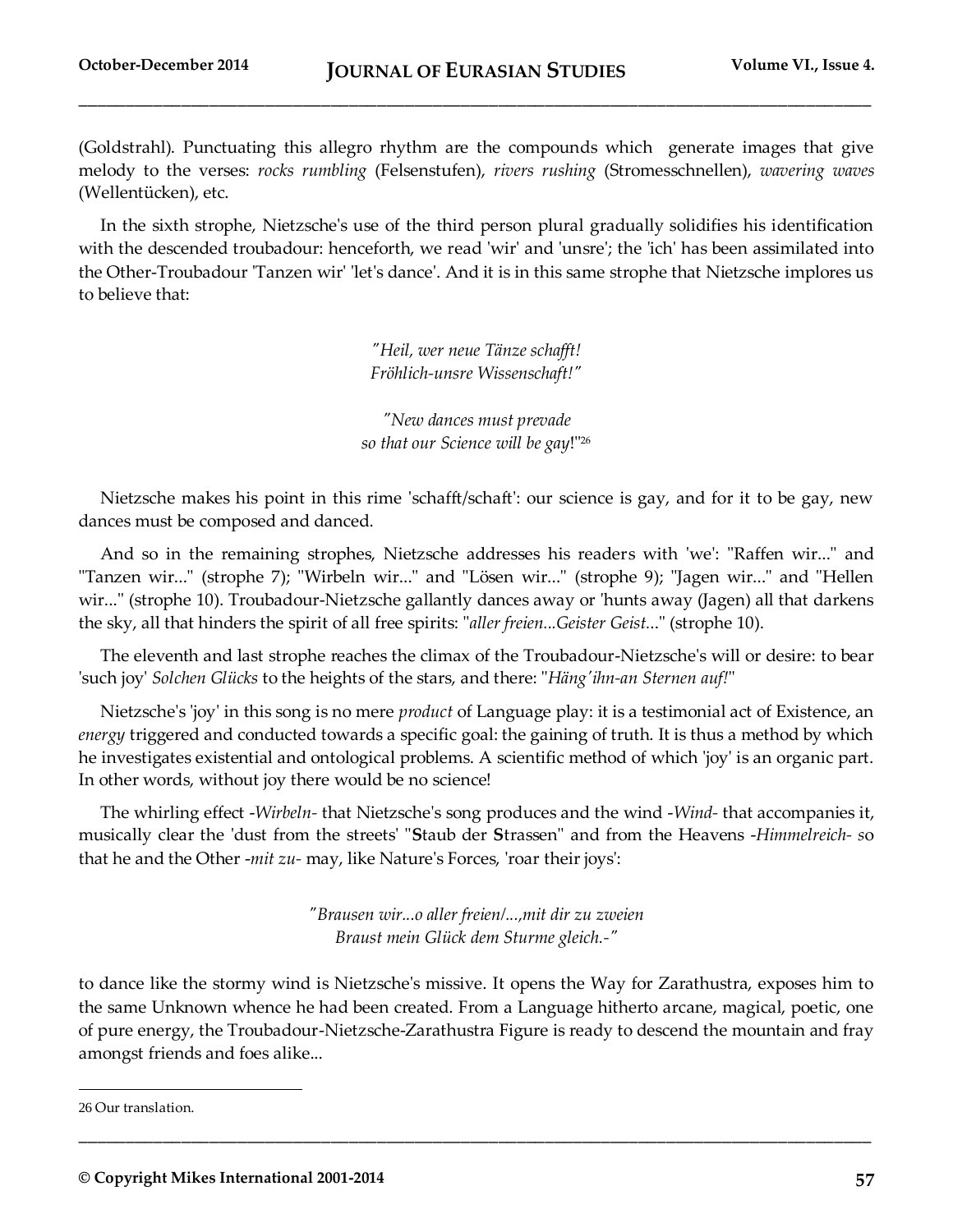(Goldstrahl). Punctuating this allegro rhythm are the compounds which generate images that give melody to the verses: *rocks rumbling* (Felsenstufen), *rivers rushing* (Stromesschnellen), *wavering waves* (Wellentücken), etc.

In the sixth strophe, Nietzsche's use of the third person plural gradually solidifies his identification with the descended troubadour: henceforth, we read 'wir' and 'unsre'; the 'ich' has been assimilated into the Other-Troubadour 'Tanzen wir' 'let's dance'. And it is in this same strophe that Nietzsche implores us to believe that:

> *"Heil, wer neue Tänze schafft!*
> *Fröhlich-unsre Wissenschaft!"*
>
> *"New dances must prevade*
> *so that our Science will be gay*!"[26]

Nietzsche makes his point in this rime 'schafft/schaft': our science is gay, and for it to be gay, new dances must be composed and danced.

And so in the remaining strophes, Nietzsche addresses his readers with 'we': "Raffen wir..." and "Tanzen wir..." (strophe 7); "Wirbeln wir..." and "Lösen wir..." (strophe 9); "Jagen wir..." and "Hellen wir..." (strophe 10). Troubadour-Nietzsche gallantly dances away or 'hunts away (Jagen) all that darkens the sky, all that hinders the spirit of all free spirits: "*aller freien...Geister Geist...*" (strophe 10).

The eleventh and last strophe reaches the climax of the Troubadour-Nietzsche's will or desire: to bear 'such joy' *Solchen Glücks* to the heights of the stars, and there: "*Häng'ihn-an Sternen auf!*"

Nietzsche's 'joy' in this song is no mere *product* of Language play: it is a testimonial act of Existence, an *energy* triggered and conducted towards a specific goal: the gaining of truth. It is thus a method by which he investigates existential and ontological problems. A scientific method of which 'joy' is an organic part. In other words, without joy there would be no science!

The whirling effect -*Wirbeln*- that Nietzsche's song produces and the wind -*Wind*- that accompanies it, musically clear the 'dust from the streets' "**S**taub der **S**trassen" and from the Heavens -*Himmelreich*- so that he and the Other -*mit zu*- may, like Nature's Forces, 'roar their joys':

> *"Brausen wir...o aller freien/...,mit dir zu zweien*
> *Braust mein Glück dem Sturme gleich.-"*

to dance like the stormy wind is Nietzsche's missive. It opens the Way for Zarathustra, exposes him to the same Unknown whence he had been created. From a Language hitherto arcane, magical, poetic, one of pure energy, the Troubadour-Nietzsche-Zarathustra Figure is ready to descend the mountain and fray amongst friends and foes alike...

---

26 Our translation.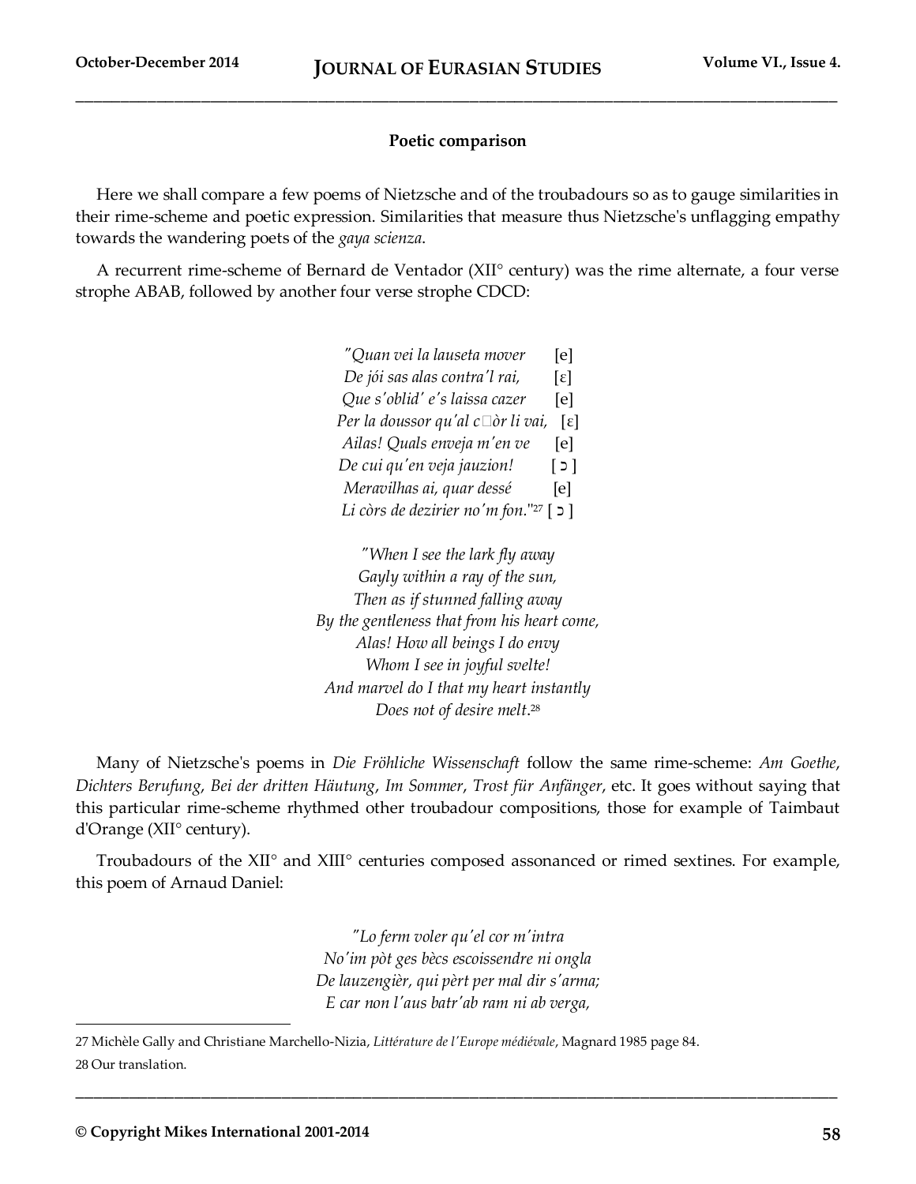### Poetic comparison

Here we shall compare a few poems of Nietzsche and of the troubadours so as to gauge similarities in their rime-scheme and poetic expression. Similarities that measure thus Nietzsche's unflagging empathy towards the wandering poets of the *gaya scienza*.

A recurrent rime-scheme of Bernard de Ventador (XII° century) was the rime alternate, a four verse strophe ABAB, followed by another four verse strophe CDCD:

> *"Quan vei la lauseta mover* [e]
> *De jói sas alas contra'l rai,* [ɛ]
> *Que s'oblid' e's laissa cazer* [e]
> *Per la doussor qu'al c□òr li vai,* [ɛ]
> *Ailas! Quals enveja m'en ve* [e]
> *De cui qu'en veja jauzion!* [ɔ]
> *Meravilhas ai, quar dessé* [e]
> *Li còrs de dezirier no'm fon.*"[27] [ɔ]

> *"When I see the lark fly away*
> *Gayly within a ray of the sun,*
> *Then as if stunned falling away*
> *By the gentleness that from his heart come,*
> *Alas! How all beings I do envy*
> *Whom I see in joyful svelte!*
> *And marvel do I that my heart instantly*
> *Does not of desire melt.*[28]

Many of Nietzsche's poems in *Die Fröhliche Wissenschaft* follow the same rime-scheme: *Am Goethe*, *Dichters Berufung*, *Bei der dritten Häutung*, *Im Sommer*, *Trost für Anfänger*, etc. It goes without saying that this particular rime-scheme rhythmed other troubadour compositions, those for example of Taimbaut d'Orange (XII° century).

Troubadours of the XII° and XIII° centuries composed assonanced or rimed sextines. For example, this poem of Arnaud Daniel:

> *"Lo ferm voler qu'el cor m'intra*
> *No'im pòt ges bècs escoissendre ni ongla*
> *De lauzengièr, qui pèrt per mal dir s'arma;*
> *E car non l'aus batr'ab ram ni ab verga,*

---

27 Michèle Gally and Christiane Marchello-Nizia, *Littérature de l'Europe médiévale*, Magnard 1985 page 84.

28 Our translation.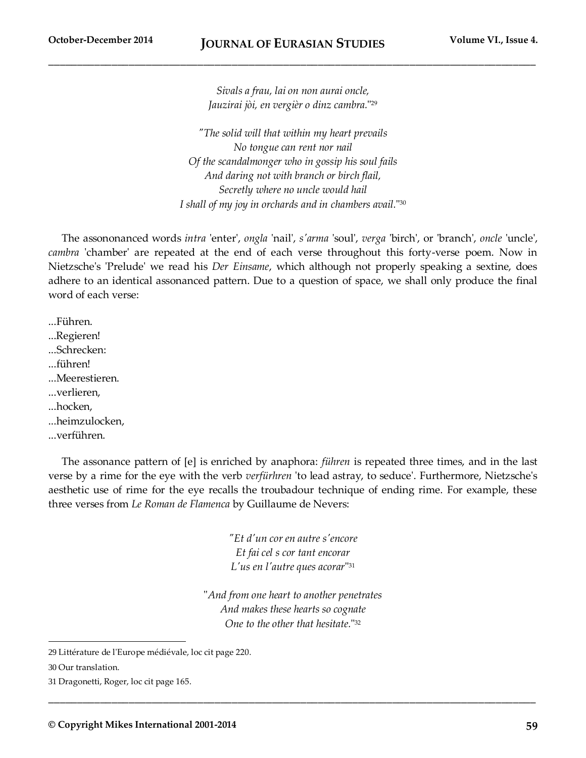*Sivals a frau, lai on non aurai oncle,*
*Jauzirai jòi, en vergièr o dinz cambra.*"[29]

"*The solid will that within my heart prevails*
*No tongue can rent nor nail*
*Of the scandalmonger who in gossip his soul fails*
*And daring not with branch or birch flail,*
*Secretly where no uncle would hail*
*I shall of my joy in orchards and in chambers avail.*"[30]

The assononanced words *intra* 'enter', *ongla* 'nail', *s'arma* 'soul', *verga* 'birch', or 'branch', *oncle* 'uncle', *cambra* 'chamber' are repeated at the end of each verse throughout this forty-verse poem. Now in Nietzsche's 'Prelude' we read his *Der Einsame*, which although not properly speaking a sextine, does adhere to an identical assonanced pattern. Due to a question of space, we shall only produce the final word of each verse:

...Führen.
...Regieren!
...Schrecken:
...führen!
...Meerestieren.
...verlieren,
...hocken,
...heimzulocken,
...verführen.

The assonance pattern of [e] is enriched by anaphora: *führen* is repeated three times, and in the last verse by a rime for the eye with the verb *verfürhren* 'to lead astray, to seduce'. Furthermore, Nietzsche's aesthetic use of rime for the eye recalls the troubadour technique of ending rime. For example, these three verses from *Le Roman de Flamenca* by Guillaume de Nevers:

"*Et d'un cor en autre s'encore*
*Et fai cel s cor tant encorar*
*L'us en l'autre ques acorar*"[31]

"*And from one heart to another penetrates*
*And makes these hearts so cognate*
*One to the other that hesitate.*"[32]

---

29 Littérature de l'Europe médiévale, loc cit page 220.

30 Our translation.

31 Dragonetti, Roger, loc cit page 165.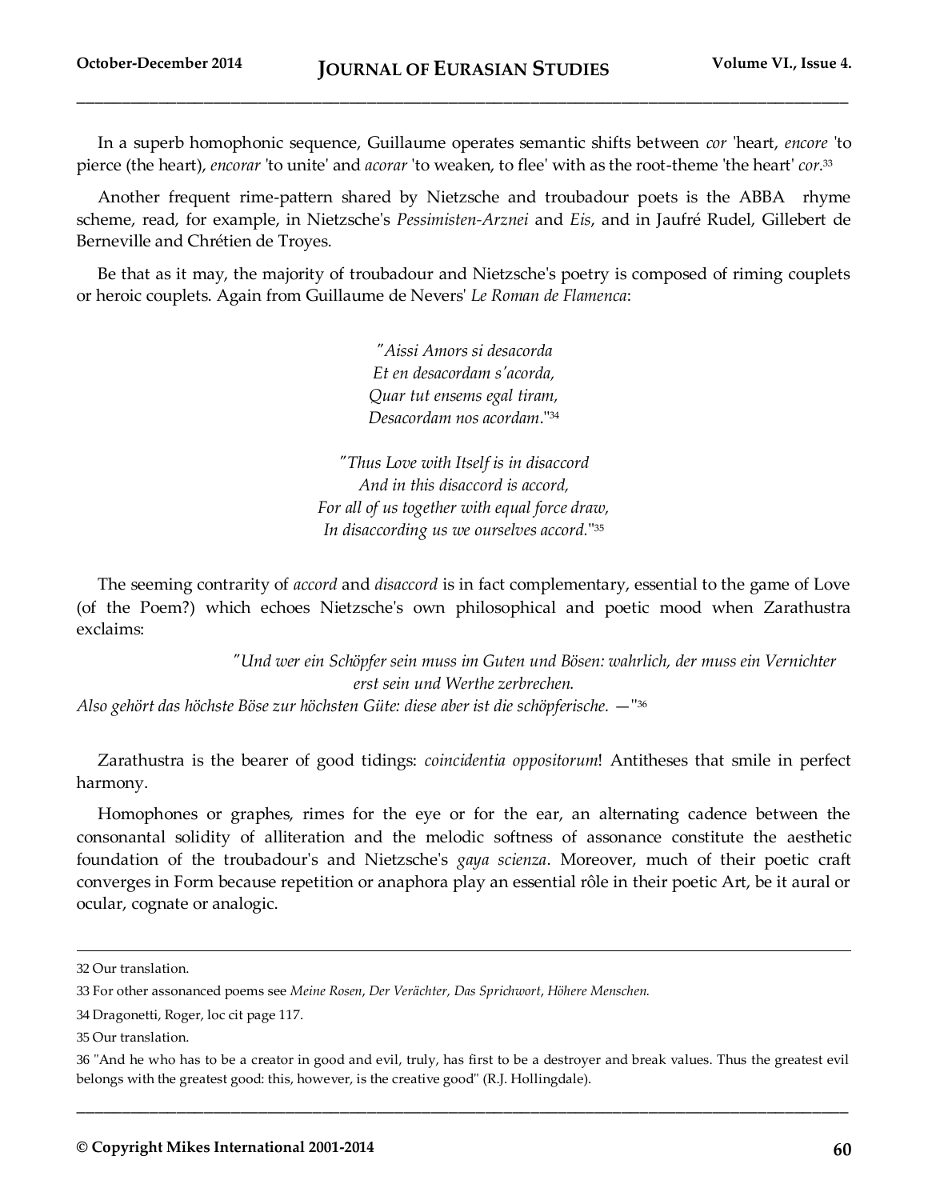In a superb homophonic sequence, Guillaume operates semantic shifts between *cor* 'heart, *encore* 'to pierce (the heart), *encorar* 'to unite' and *acorar* 'to weaken, to flee' with as the root-theme 'the heart' *cor*.[33]

Another frequent rime-pattern shared by Nietzsche and troubadour poets is the ABBA rhyme scheme, read, for example, in Nietzsche's *Pessimisten-Arznei* and *Eis*, and in Jaufré Rudel, Gillebert de Berneville and Chrétien de Troyes.

Be that as it may, the majority of troubadour and Nietzsche's poetry is composed of riming couplets or heroic couplets. Again from Guillaume de Nevers' *Le Roman de Flamenca*:

> *"Aissi Amors si desacorda*
> *Et en desacordam s'acorda,*
> *Quar tut ensems egal tiram,*
> *Desacordam nos acordam*."[34]

> *"Thus Love with Itself is in disaccord*
> *And in this disaccord is accord,*
> *For all of us together with equal force draw,*
> *In disaccording us we ourselves accord*."[35]

The seeming contrarity of *accord* and *disaccord* is in fact complementary, essential to the game of Love (of the Poem?) which echoes Nietzsche's own philosophical and poetic mood when Zarathustra exclaims:

> *"Und wer ein Schöpfer sein muss im Guten und Bösen: wahrlich, der muss ein Vernichter erst sein und Werthe zerbrechen.*
> *Also gehört das höchste Böse zur höchsten Güte: diese aber ist die schöpferische. —*"[36]

Zarathustra is the bearer of good tidings: *coincidentia oppositorum*! Antitheses that smile in perfect harmony.

Homophones or graphes, rimes for the eye or for the ear, an alternating cadence between the consonantal solidity of alliteration and the melodic softness of assonance constitute the aesthetic foundation of the troubadour's and Nietzsche's *gaya scienza*. Moreover, much of their poetic craft converges in Form because repetition or anaphora play an essential rôle in their poetic Art, be it aural or ocular, cognate or analogic.

---

32 Our translation.

33 For other assonanced poems see *Meine Rosen*, *Der Verächter, Das Sprichwort*, *Höhere Menschen.*

34 Dragonetti, Roger, loc cit page 117.

35 Our translation.

36 "And he who has to be a creator in good and evil, truly, has first to be a destroyer and break values. Thus the greatest evil belongs with the greatest good: this, however, is the creative good" (R.J. Hollingdale).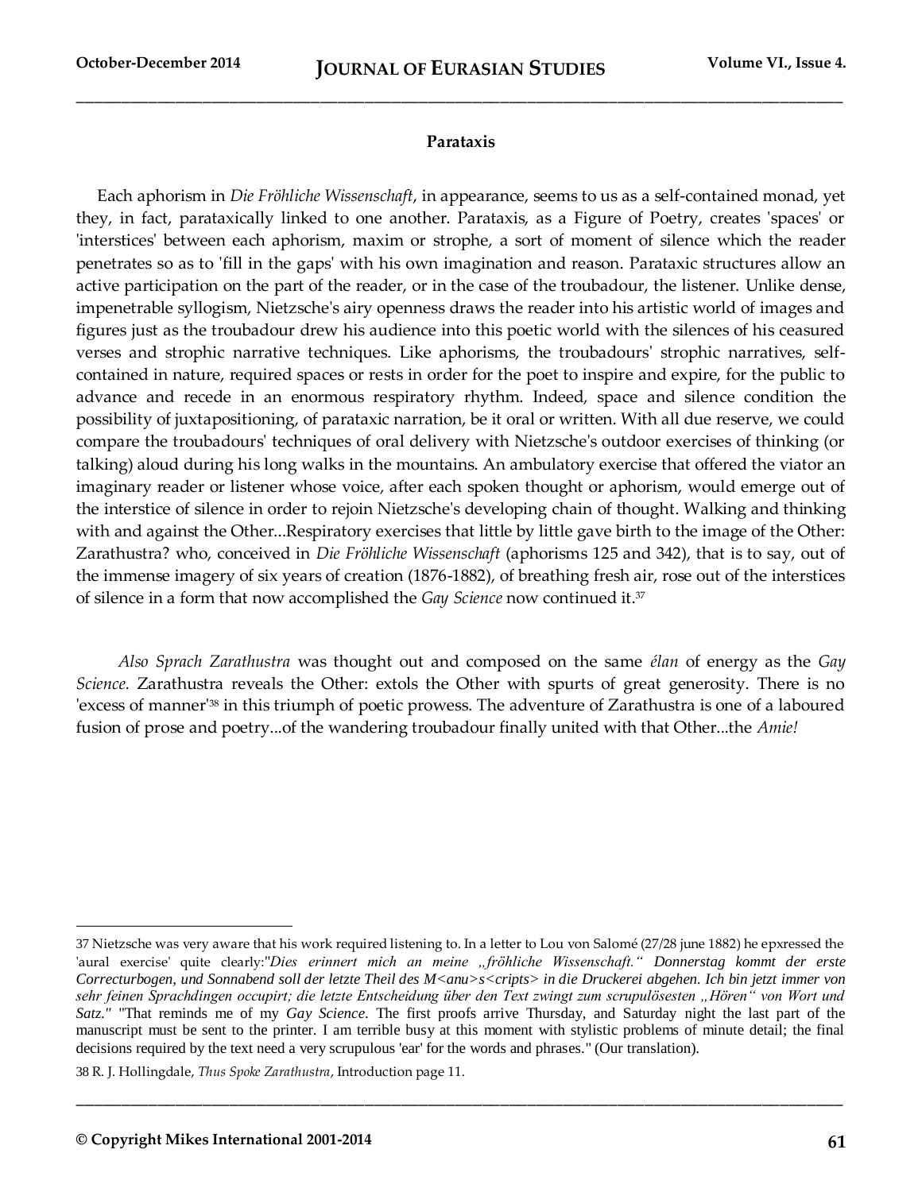**Parataxis**

Each aphorism in *Die Fröhliche Wissenschaft*, in appearance, seems to us as a self-contained monad, yet they, in fact, parataxically linked to one another. Parataxis, as a Figure of Poetry, creates 'spaces' or 'interstices' between each aphorism, maxim or strophe, a sort of moment of silence which the reader penetrates so as to 'fill in the gaps' with his own imagination and reason. Parataxic structures allow an active participation on the part of the reader, or in the case of the troubadour, the listener. Unlike dense, impenetrable syllogism, Nietzsche's airy openness draws the reader into his artistic world of images and figures just as the troubadour drew his audience into this poetic world with the silences of his ceasured verses and strophic narrative techniques. Like aphorisms, the troubadours' strophic narratives, self-contained in nature, required spaces or rests in order for the poet to inspire and expire, for the public to advance and recede in an enormous respiratory rhythm. Indeed, space and silence condition the possibility of juxtapositioning, of parataxic narration, be it oral or written. With all due reserve, we could compare the troubadours' techniques of oral delivery with Nietzsche's outdoor exercises of thinking (or talking) aloud during his long walks in the mountains. An ambulatory exercise that offered the viator an imaginary reader or listener whose voice, after each spoken thought or aphorism, would emerge out of the interstice of silence in order to rejoin Nietzsche's developing chain of thought. Walking and thinking with and against the Other...Respiratory exercises that little by little gave birth to the image of the Other: Zarathustra? who, conceived in *Die Fröhliche Wissenschaft* (aphorisms 125 and 342), that is to say, out of the immense imagery of six years of creation (1876-1882), of breathing fresh air, rose out of the interstices of silence in a form that now accomplished the *Gay Science* now continued it.[37]

*Also Sprach Zarathustra* was thought out and composed on the same *élan* of energy as the *Gay Science.* Zarathustra reveals the Other: extols the Other with spurts of great generosity. There is no 'excess of manner'[38] in this triumph of poetic prowess. The adventure of Zarathustra is one of a laboured fusion of prose and poetry...of the wandering troubadour finally united with that Other...the *Amie!*

---

37 Nietzsche was very aware that his work required listening to. In a letter to Lou von Salomé (27/28 june 1882) he epxressed the 'aural exercise' quite clearly:"*Dies erinnert mich an meine „fröhliche Wissenschaft." Donnerstag kommt der erste Correcturbogen, und Sonnabend soll der letzte Theil des M<anu>s<cripts> in die Druckerei abgehen. Ich bin jetzt immer von sehr feinen Sprachdingen occupirt; die letzte Entscheidung über den Text zwingt zum scrupulösesten „Hören" von Wort und Satz.*" "That reminds me of my *Gay Science*. The first proofs arrive Thursday, and Saturday night the last part of the manuscript must be sent to the printer. I am terrible busy at this moment with stylistic problems of minute detail; the final decisions required by the text need a very scrupulous 'ear' for the words and phrases." (Our translation).

38 R. J. Hollingdale, *Thus Spoke Zarathustra*, Introduction page 11.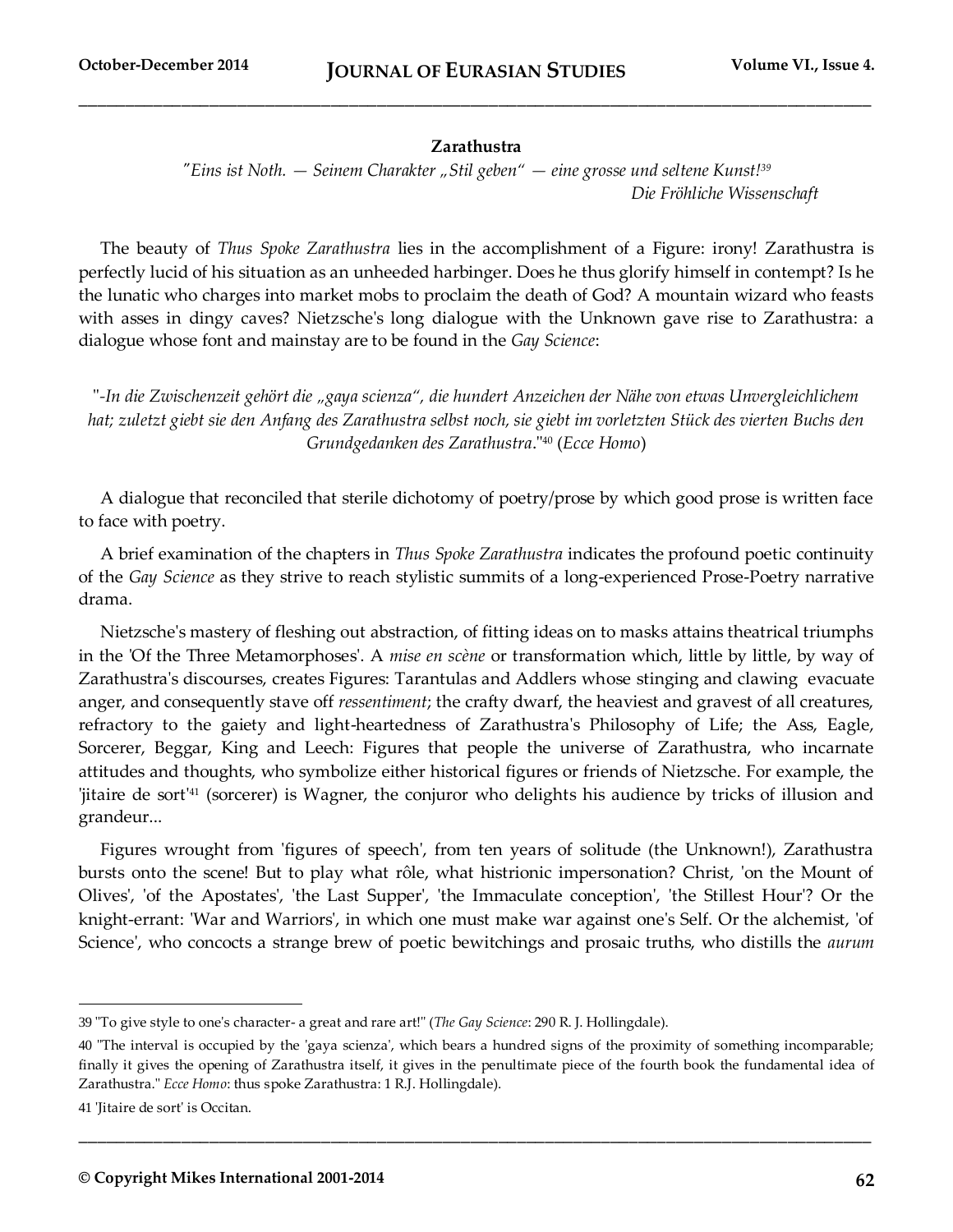**Zarathustra**

*"Eins ist Noth. — Seinem Charakter „Stil geben" — eine grosse und seltene Kunst!*[39]

*Die Fröhliche Wissenschaft*

The beauty of *Thus Spoke Zarathustra* lies in the accomplishment of a Figure: irony! Zarathustra is perfectly lucid of his situation as an unheeded harbinger. Does he thus glorify himself in contempt? Is he the lunatic who charges into market mobs to proclaim the death of God? A mountain wizard who feasts with asses in dingy caves? Nietzsche's long dialogue with the Unknown gave rise to Zarathustra: a dialogue whose font and mainstay are to be found in the *Gay Science*:

"*-In die Zwischenzeit gehört die „gaya scienza", die hundert Anzeichen der Nähe von etwas Unvergleichlichem hat; zuletzt giebt sie den Anfang des Zarathustra selbst noch, sie giebt im vorletzten Stück des vierten Buchs den Grundgedanken des Zarathustra*."[40] (*Ecce Homo*)

A dialogue that reconciled that sterile dichotomy of poetry/prose by which good prose is written face to face with poetry.

A brief examination of the chapters in *Thus Spoke Zarathustra* indicates the profound poetic continuity of the *Gay Science* as they strive to reach stylistic summits of a long-experienced Prose-Poetry narrative drama.

Nietzsche's mastery of fleshing out abstraction, of fitting ideas on to masks attains theatrical triumphs in the 'Of the Three Metamorphoses'. A *mise en scène* or transformation which, little by little, by way of Zarathustra's discourses, creates Figures: Tarantulas and Addlers whose stinging and clawing evacuate anger, and consequently stave off *ressentiment*; the crafty dwarf, the heaviest and gravest of all creatures, refractory to the gaiety and light-heartedness of Zarathustra's Philosophy of Life; the Ass, Eagle, Sorcerer, Beggar, King and Leech: Figures that people the universe of Zarathustra, who incarnate attitudes and thoughts, who symbolize either historical figures or friends of Nietzsche. For example, the 'jitaire de sort'[41] (sorcerer) is Wagner, the conjuror who delights his audience by tricks of illusion and grandeur...

Figures wrought from 'figures of speech', from ten years of solitude (the Unknown!), Zarathustra bursts onto the scene! But to play what rôle, what histrionic impersonation? Christ, 'on the Mount of Olives', 'of the Apostates', 'the Last Supper', 'the Immaculate conception', 'the Stillest Hour'? Or the knight-errant: 'War and Warriors', in which one must make war against one's Self. Or the alchemist, 'of Science', who concocts a strange brew of poetic bewitchings and prosaic truths, who distills the *aurum*

---

39 "To give style to one's character- a great and rare art!" (*The Gay Science*: 290 R. J. Hollingdale).

40 "The interval is occupied by the 'gaya scienza', which bears a hundred signs of the proximity of something incomparable; finally it gives the opening of Zarathustra itself, it gives in the penultimate piece of the fourth book the fundamental idea of Zarathustra." *Ecce Homo*: thus spoke Zarathustra: 1 R.J. Hollingdale).

41 'Jitaire de sort' is Occitan.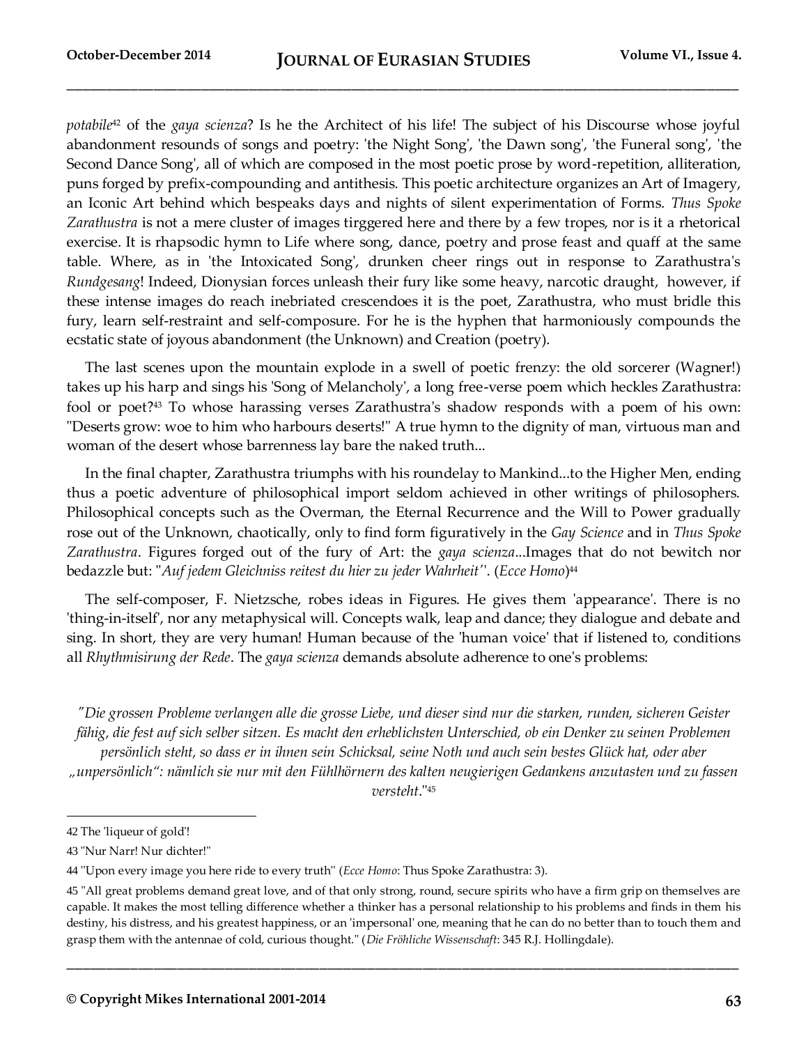*potabile*[42] of the *gaya scienza*? Is he the Architect of his life! The subject of his Discourse whose joyful abandonment resounds of songs and poetry: 'the Night Song', 'the Dawn song', 'the Funeral song', 'the Second Dance Song', all of which are composed in the most poetic prose by word-repetition, alliteration, puns forged by prefix-compounding and antithesis. This poetic architecture organizes an Art of Imagery, an Iconic Art behind which bespeaks days and nights of silent experimentation of Forms. *Thus Spoke Zarathustra* is not a mere cluster of images tirggered here and there by a few tropes, nor is it a rhetorical exercise. It is rhapsodic hymn to Life where song, dance, poetry and prose feast and quaff at the same table. Where, as in 'the Intoxicated Song', drunken cheer rings out in response to Zarathustra's *Rundgesang*! Indeed, Dionysian forces unleash their fury like some heavy, narcotic draught, however, if these intense images do reach inebriated crescendoes it is the poet, Zarathustra, who must bridle this fury, learn self-restraint and self-composure. For he is the hyphen that harmoniously compounds the ecstatic state of joyous abandonment (the Unknown) and Creation (poetry).

The last scenes upon the mountain explode in a swell of poetic frenzy: the old sorcerer (Wagner!) takes up his harp and sings his 'Song of Melancholy', a long free-verse poem which heckles Zarathustra: fool or poet?[43] To whose harassing verses Zarathustra's shadow responds with a poem of his own: "Deserts grow: woe to him who harbours deserts!" A true hymn to the dignity of man, virtuous man and woman of the desert whose barrenness lay bare the naked truth...

In the final chapter, Zarathustra triumphs with his roundelay to Mankind...to the Higher Men, ending thus a poetic adventure of philosophical import seldom achieved in other writings of philosophers. Philosophical concepts such as the Overman, the Eternal Recurrence and the Will to Power gradually rose out of the Unknown, chaotically, only to find form figuratively in the *Gay Science* and in *Thus Spoke Zarathustra*. Figures forged out of the fury of Art: the *gaya scienza*...Images that do not bewitch nor bedazzle but: "*Auf jedem Gleichniss reitest du hier zu jeder Wahrheit*''. (*Ecce Homo*)[44]

The self-composer, F. Nietzsche, robes ideas in Figures. He gives them 'appearance'. There is no 'thing-in-itself', nor any metaphysical will. Concepts walk, leap and dance; they dialogue and debate and sing. In short, they are very human! Human because of the 'human voice' that if listened to, conditions all *Rhythmisirung der Rede*. The *gaya scienza* demands absolute adherence to one's problems:

> *"Die grossen Probleme verlangen alle die grosse Liebe, und dieser sind nur die starken, runden, sicheren Geister fähig, die fest auf sich selber sitzen. Es macht den erheblichsten Unterschied, ob ein Denker zu seinen Problemen persönlich steht, so dass er in ihnen sein Schicksal, seine Noth und auch sein bestes Glück hat, oder aber „unpersönlich": nämlich sie nur mit den Fühlhörnern des kalten neugierigen Gedankens anzutasten und zu fassen versteht*."[45]

---

42 The 'liqueur of gold'!

43 "Nur Narr! Nur dichter!"

44 "Upon every image you here ride to every truth" (*Ecce Homo*: Thus Spoke Zarathustra: 3).

45 "All great problems demand great love, and of that only strong, round, secure spirits who have a firm grip on themselves are capable. It makes the most telling difference whether a thinker has a personal relationship to his problems and finds in them his destiny, his distress, and his greatest happiness, or an 'impersonal' one, meaning that he can do no better than to touch them and grasp them with the antennae of cold, curious thought." (*Die Fröhliche Wissenschaft*: 345 R.J. Hollingdale).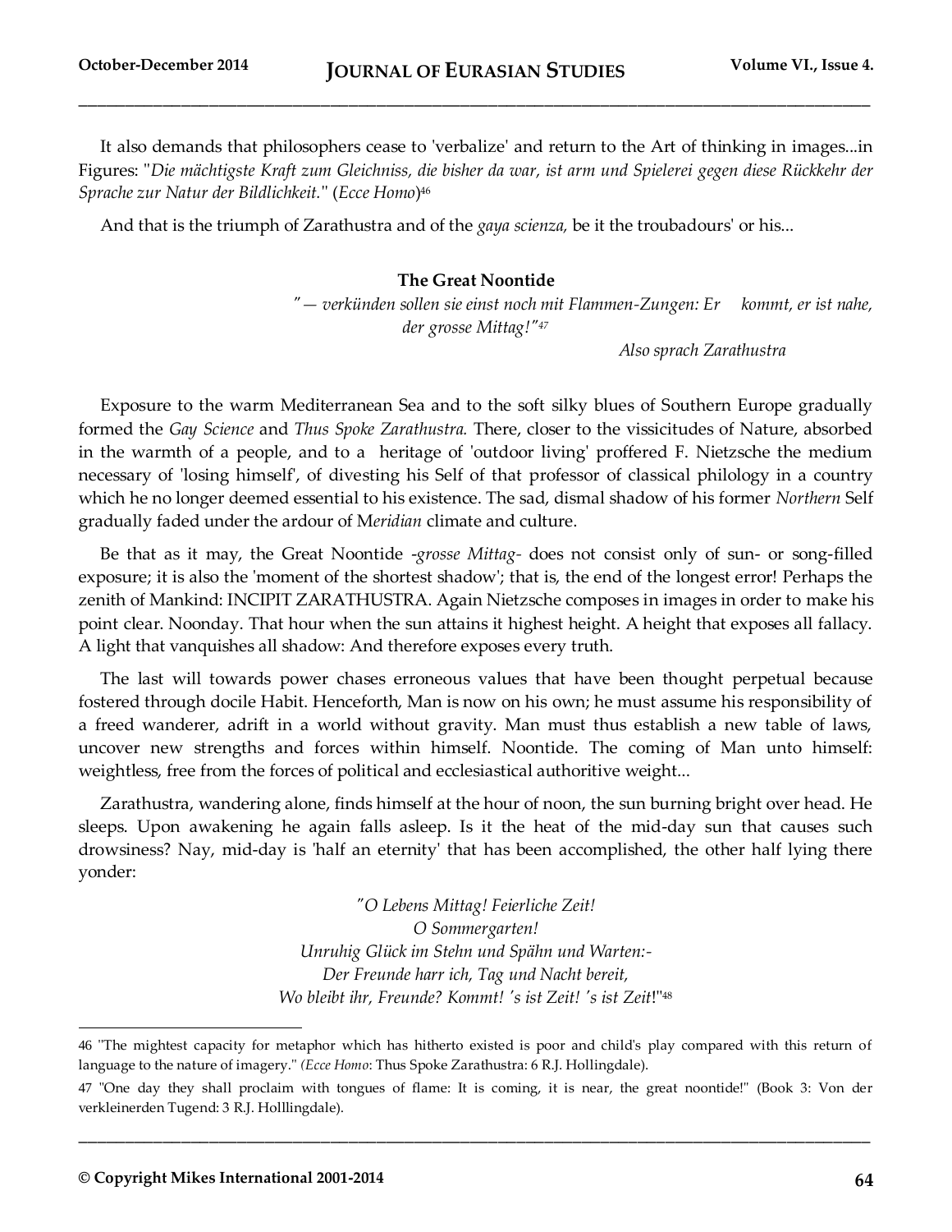It also demands that philosophers cease to 'verbalize' and return to the Art of thinking in images...in Figures: "*Die mächtigste Kraft zum Gleichniss, die bisher da war, ist arm und Spielerei gegen diese Rückkehr der Sprache zur Natur der Bildlichkeit.*" (*Ecce Homo*)[46]

And that is the triumph of Zarathustra and of the *gaya scienza,* be it the troubadours' or his...

### The Great Noontide

*"— verkünden sollen sie einst noch mit Flammen-Zungen: Er kommt, er ist nahe, der grosse Mittag!"*[47]

*Also sprach Zarathustra*

Exposure to the warm Mediterranean Sea and to the soft silky blues of Southern Europe gradually formed the *Gay Science* and *Thus Spoke Zarathustra.* There, closer to the vissicitudes of Nature, absorbed in the warmth of a people, and to a heritage of 'outdoor living' proffered F. Nietzsche the medium necessary of 'losing himself', of divesting his Self of that professor of classical philology in a country which he no longer deemed essential to his existence. The sad, dismal shadow of his former *Northern* Self gradually faded under the ardour of M*eridian* climate and culture.

Be that as it may, the Great Noontide -*grosse Mittag-* does not consist only of sun- or song-filled exposure; it is also the 'moment of the shortest shadow'; that is, the end of the longest error! Perhaps the zenith of Mankind: INCIPIT ZARATHUSTRA. Again Nietzsche composes in images in order to make his point clear. Noonday. That hour when the sun attains it highest height. A height that exposes all fallacy. A light that vanquishes all shadow: And therefore exposes every truth.

The last will towards power chases erroneous values that have been thought perpetual because fostered through docile Habit. Henceforth, Man is now on his own; he must assume his responsibility of a freed wanderer, adrift in a world without gravity. Man must thus establish a new table of laws, uncover new strengths and forces within himself. Noontide. The coming of Man unto himself: weightless, free from the forces of political and ecclesiastical authoritive weight...

Zarathustra, wandering alone, finds himself at the hour of noon, the sun burning bright over head. He sleeps. Upon awakening he again falls asleep. Is it the heat of the mid-day sun that causes such drowsiness? Nay, mid-day is 'half an eternity' that has been accomplished, the other half lying there yonder:

*"O Lebens Mittag! Feierliche Zeit!*
*O Sommergarten!*
*Unruhig Glück im Stehn und Spähn und Warten:-*
*Der Freunde harr ich, Tag und Nacht bereit,*
*Wo bleibt ihr, Freunde? Kommt! 's ist Zeit! 's ist Zeit*!"[48]

---

46 "The mightest capacity for metaphor which has hitherto existed is poor and child's play compared with this return of language to the nature of imagery." *(Ecce Homo*: Thus Spoke Zarathustra: 6 R.J. Hollingdale).

47 "One day they shall proclaim with tongues of flame: It is coming, it is near, the great noontide!" (Book 3: Von der verkleinerden Tugend: 3 R.J. Holllingdale).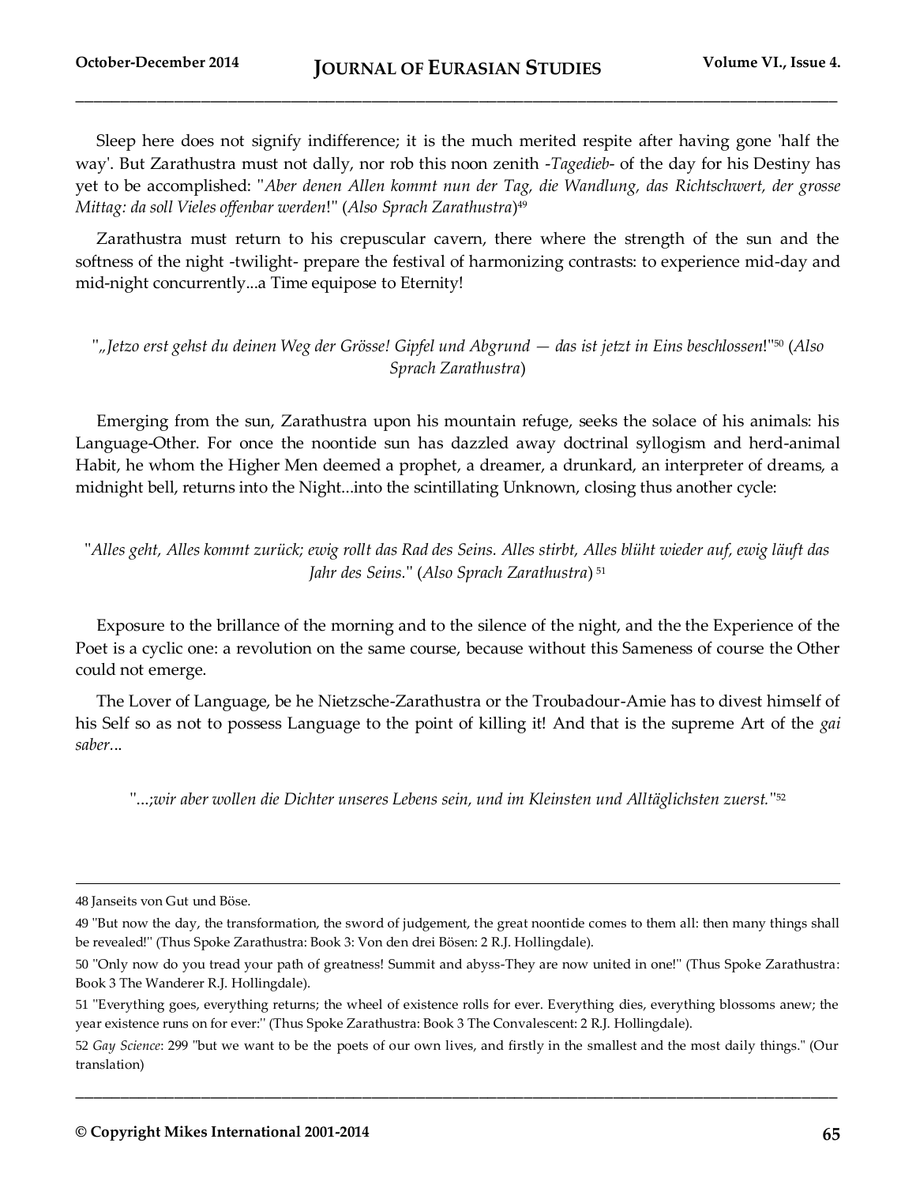Sleep here does not signify indifference; it is the much merited respite after having gone 'half the way'. But Zarathustra must not dally, nor rob this noon zenith -*Tagedieb*- of the day for his Destiny has yet to be accomplished: "*Aber denen Allen kommt nun der Tag, die Wandlung, das Richtschwert, der grosse Mittag: da soll Vieles offenbar werden*!" (*Also Sprach Zarathustra*)[49]

Zarathustra must return to his crepuscular cavern, there where the strength of the sun and the softness of the night -twilight- prepare the festival of harmonizing contrasts: to experience mid-day and mid-night concurrently...a Time equipose to Eternity!

"*„Jetzo erst gehst du deinen Weg der Grösse! Gipfel und Abgrund — das ist jetzt in Eins beschlossen*!"[50] (*Also Sprach Zarathustra*)

Emerging from the sun, Zarathustra upon his mountain refuge, seeks the solace of his animals: his Language-Other. For once the noontide sun has dazzled away doctrinal syllogism and herd-animal Habit, he whom the Higher Men deemed a prophet, a dreamer, a drunkard, an interpreter of dreams, a midnight bell, returns into the Night...into the scintillating Unknown, closing thus another cycle:

"*Alles geht, Alles kommt zurück; ewig rollt das Rad des Seins. Alles stirbt, Alles blüht wieder auf, ewig läuft das Jahr des Seins.*" (*Also Sprach Zarathustra*) [51]

Exposure to the brillance of the morning and to the silence of the night, and the the Experience of the Poet is a cyclic one: a revolution on the same course, because without this Sameness of course the Other could not emerge.

The Lover of Language, be he Nietzsche-Zarathustra or the Troubadour-Amie has to divest himself of his Self so as not to possess Language to the point of killing it! And that is the supreme Art of the *gai saber*...

"...;*wir aber wollen die Dichter unseres Lebens sein, und im Kleinsten und Alltäglichsten zuerst.*"[52]

---

48 Janseits von Gut und Böse.

49 "But now the day, the transformation, the sword of judgement, the great noontide comes to them all: then many things shall be revealed!" (Thus Spoke Zarathustra: Book 3: Von den drei Bösen: 2 R.J. Hollingdale).

50 "Only now do you tread your path of greatness! Summit and abyss-They are now united in one!" (Thus Spoke Zarathustra: Book 3 The Wanderer R.J. Hollingdale).

51 "Everything goes, everything returns; the wheel of existence rolls for ever. Everything dies, everything blossoms anew; the year existence runs on for ever:" (Thus Spoke Zarathustra: Book 3 The Convalescent: 2 R.J. Hollingdale).

52 *Gay Science*: 299 "but we want to be the poets of our own lives, and firstly in the smallest and the most daily things." (Our translation)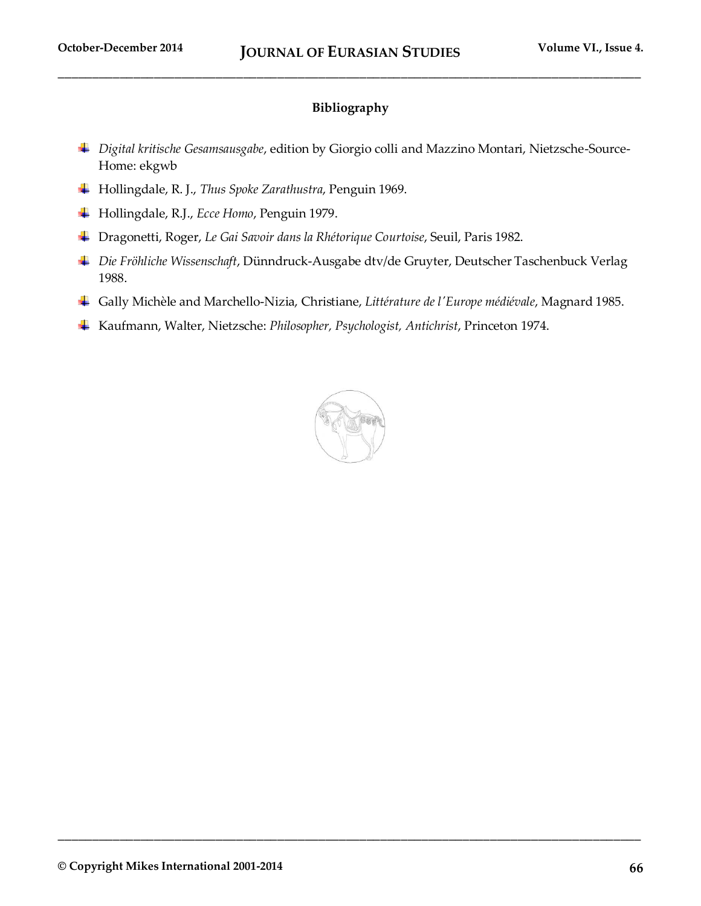**Bibliography**

- *Digital kritische Gesamsausgabe*, edition by Giorgio colli and Mazzino Montari, Nietzsche-Source-Home: ekgwb
- Hollingdale, R. J., *Thus Spoke Zarathustra*, Penguin 1969.
- Hollingdale, R.J., *Ecce Homo*, Penguin 1979.
- Dragonetti, Roger, *Le Gai Savoir dans la Rhétorique Courtoise*, Seuil, Paris 1982.
- *Die Fröhliche Wissenschaft*, Dünndruck-Ausgabe dtv/de Gruyter, Deutscher Taschenbuck Verlag 1988.
- Gally Michèle and Marchello-Nizia, Christiane, *Littérature de l'Europe médiévale*, Magnard 1985.
- Kaufmann, Walter, Nietzsche: *Philosopher, Psychologist, Antichrist*, Princeton 1974.